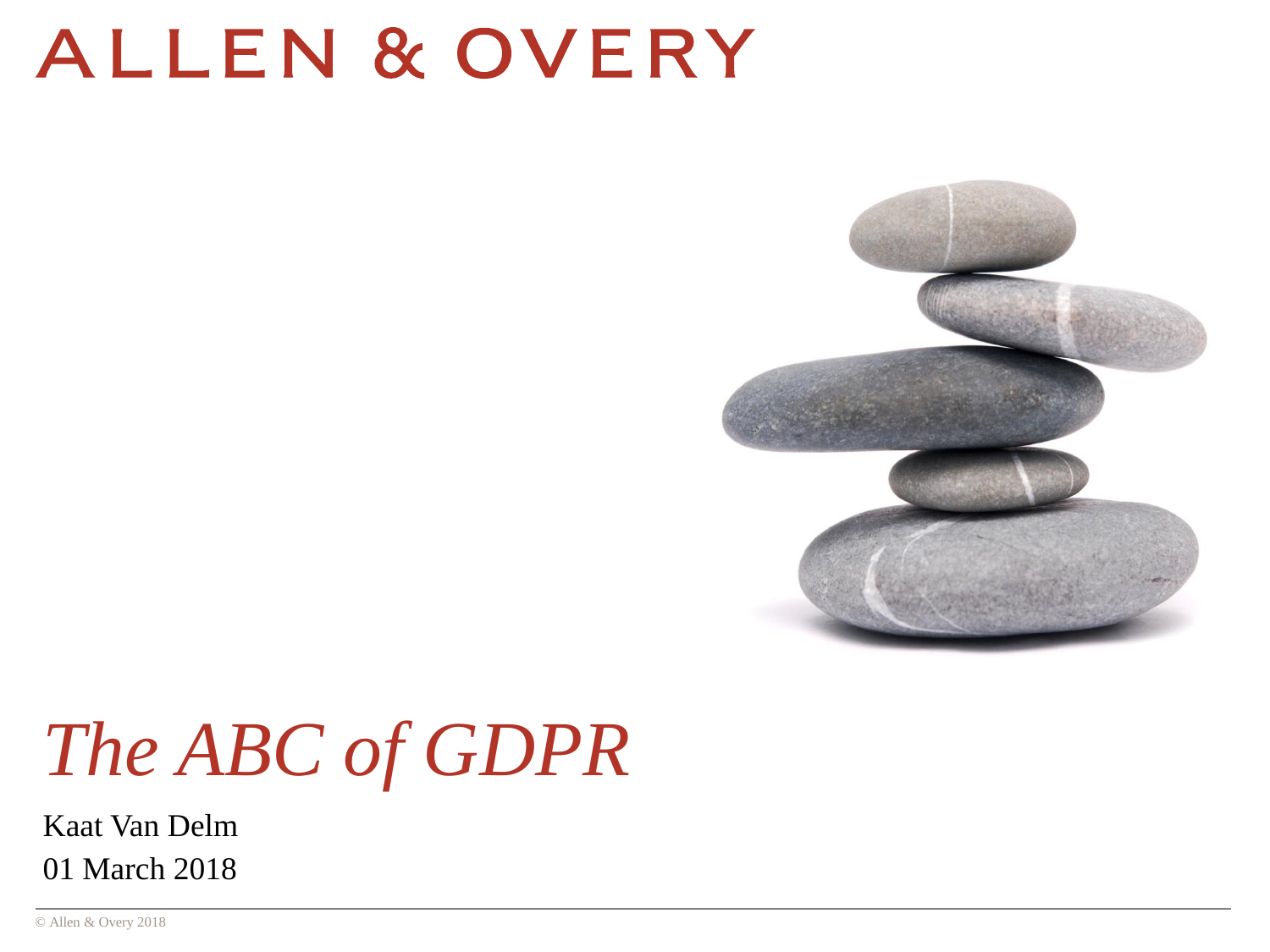ALLEN & OVERY

# *The ABC of GDPR*

Kaat Van Delm

01 March 2018

© Allen & Overy 2018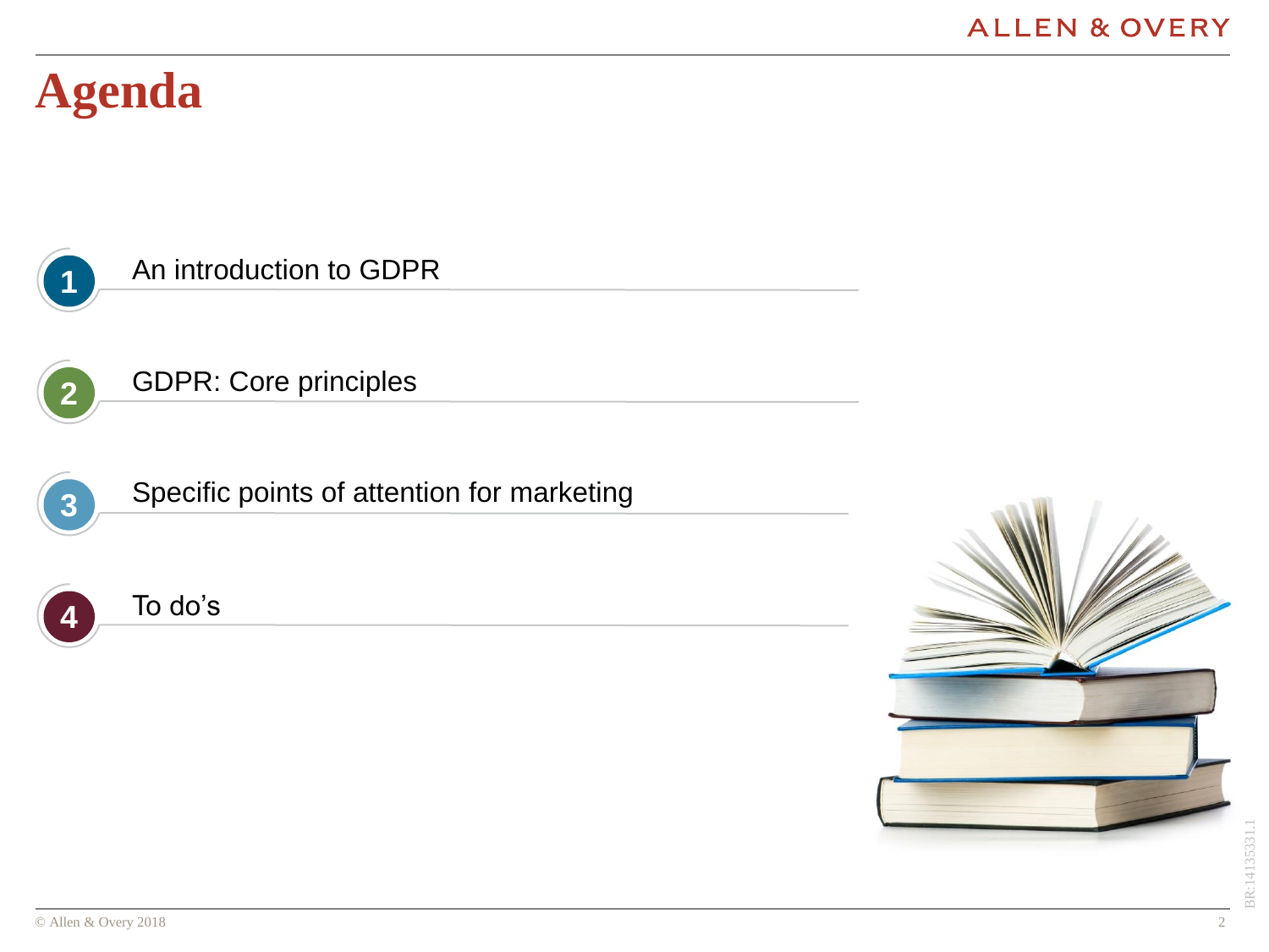# Agenda

1. An introduction to GDPR
2. GDPR: Core principles
3. Specific points of attention for marketing
4. To do's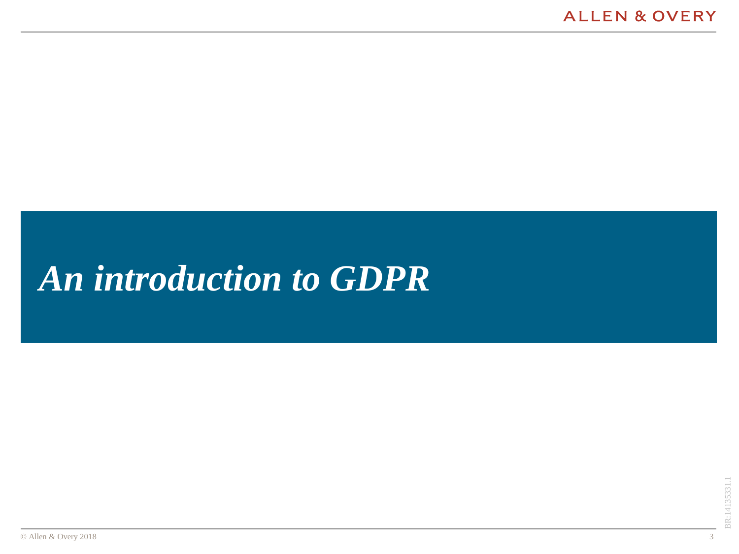# *An introduction to GDPR*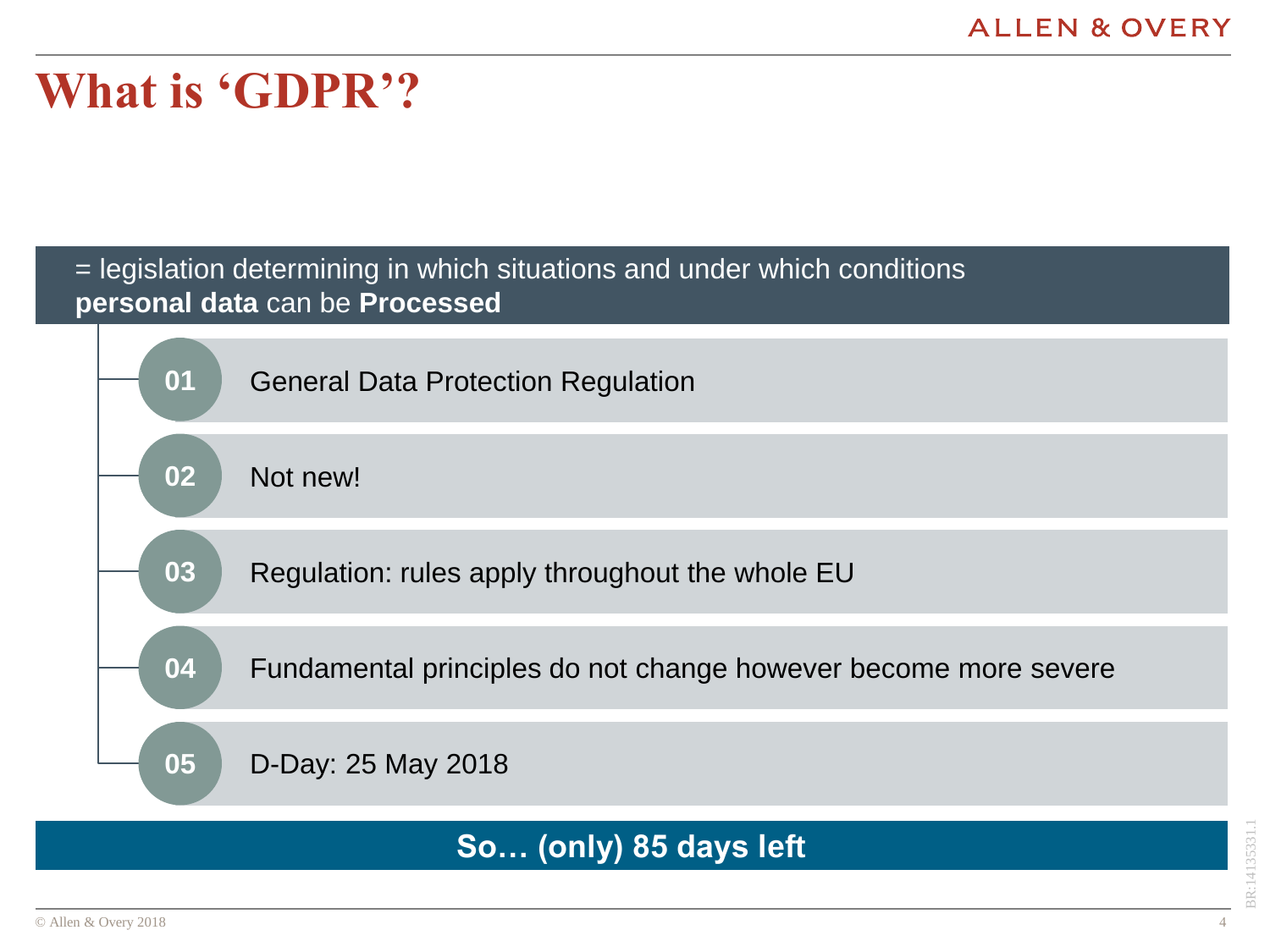# What is 'GDPR'?

= legislation determining in which situations and under which conditions **personal data** can be **Processed**

- **01** General Data Protection Regulation
- **02** Not new!
- **03** Regulation: rules apply throughout the whole EU
- **04** Fundamental principles do not change however become more severe
- **05** D-Day: 25 May 2018

**So… (only) 85 days left**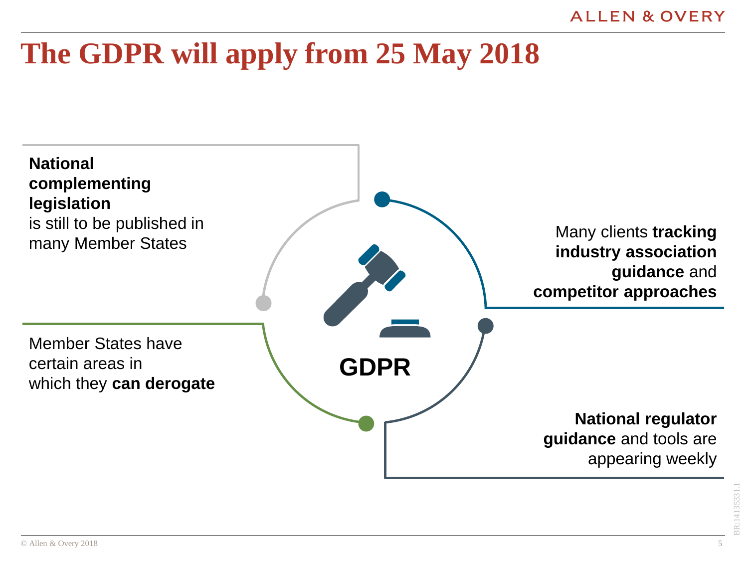# The GDPR will apply from 25 May 2018

**National complementing legislation** is still to be published in many Member States

Many clients **tracking industry association guidance** and **competitor approaches**

GDPR

Member States have certain areas in which they **can derogate**

**National regulator guidance** and tools are appearing weekly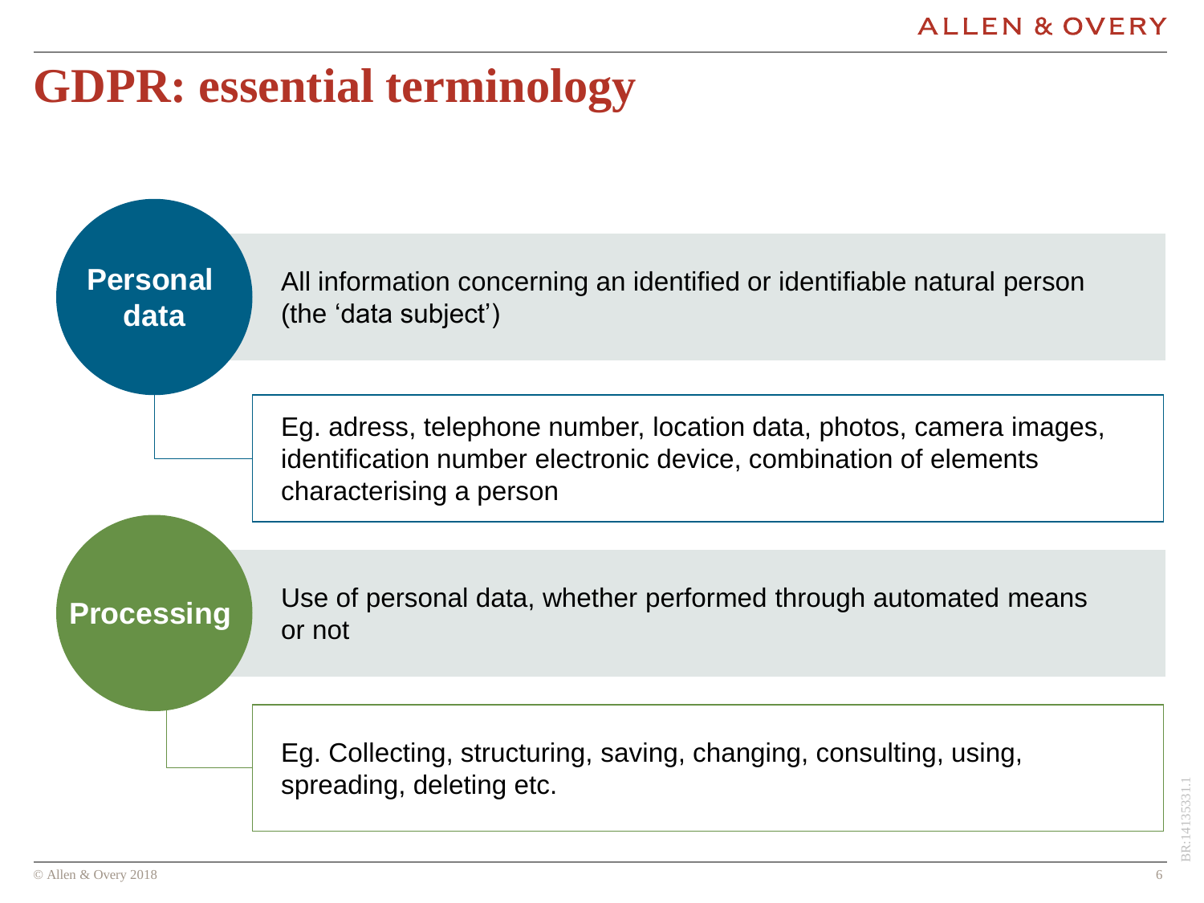# GDPR: essential terminology

**Personal data**

All information concerning an identified or identifiable natural person (the 'data subject')

Eg. adress, telephone number, location data, photos, camera images, identification number electronic device, combination of elements characterising a person

**Processing**

Use of personal data, whether performed through automated means or not

Eg. Collecting, structuring, saving, changing, consulting, using, spreading, deleting etc.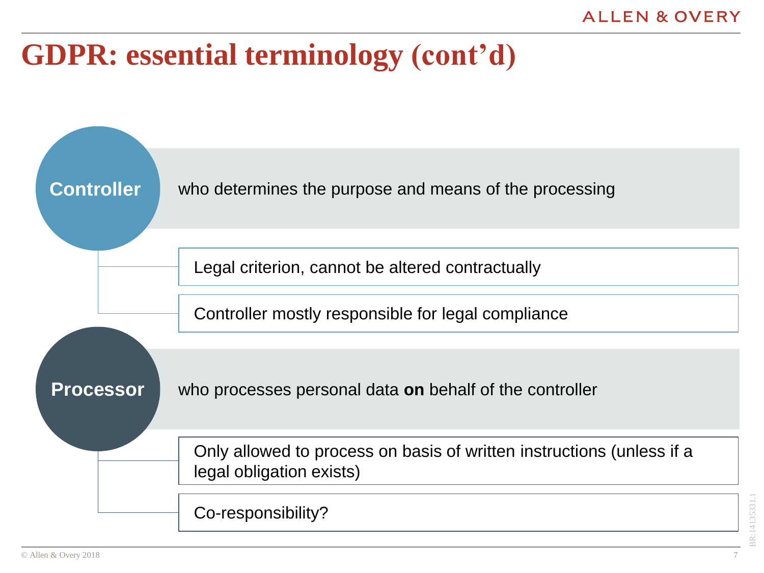# GDPR: essential terminology (cont'd)

**Controller**

who determines the purpose and means of the processing

- Legal criterion, cannot be altered contractually
- Controller mostly responsible for legal compliance

**Processor**

who processes personal data **on** behalf of the controller

- Only allowed to process on basis of written instructions (unless if a legal obligation exists)
- Co-responsibility?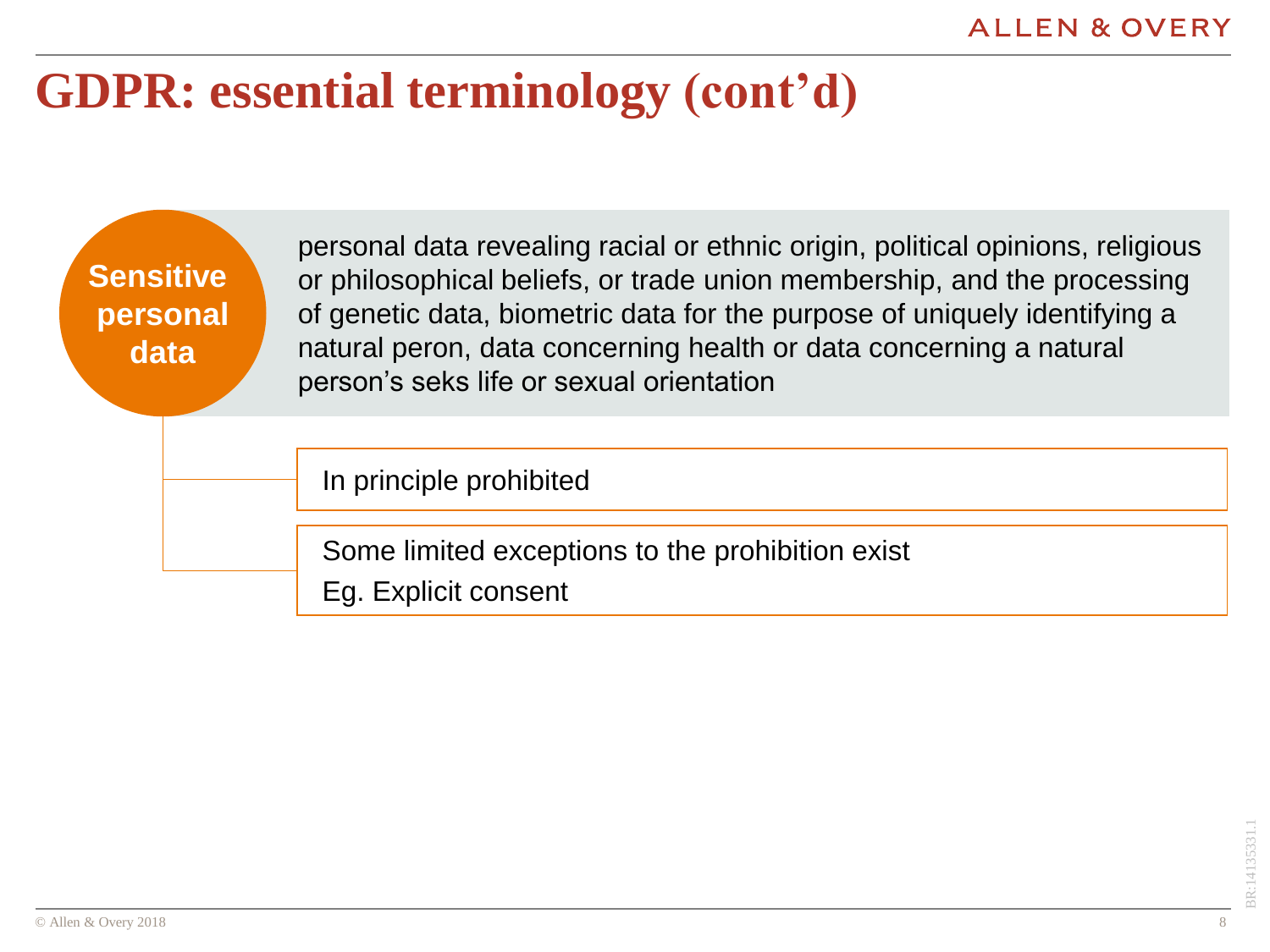# GDPR: essential terminology (cont'd)

**Sensitive personal data**

personal data revealing racial or ethnic origin, political opinions, religious or philosophical beliefs, or trade union membership, and the processing of genetic data, biometric data for the purpose of uniquely identifying a natural peron, data concerning health or data concerning a natural person's seks life or sexual orientation

- In principle prohibited
- Some limited exceptions to the prohibition exist
  Eg. Explicit consent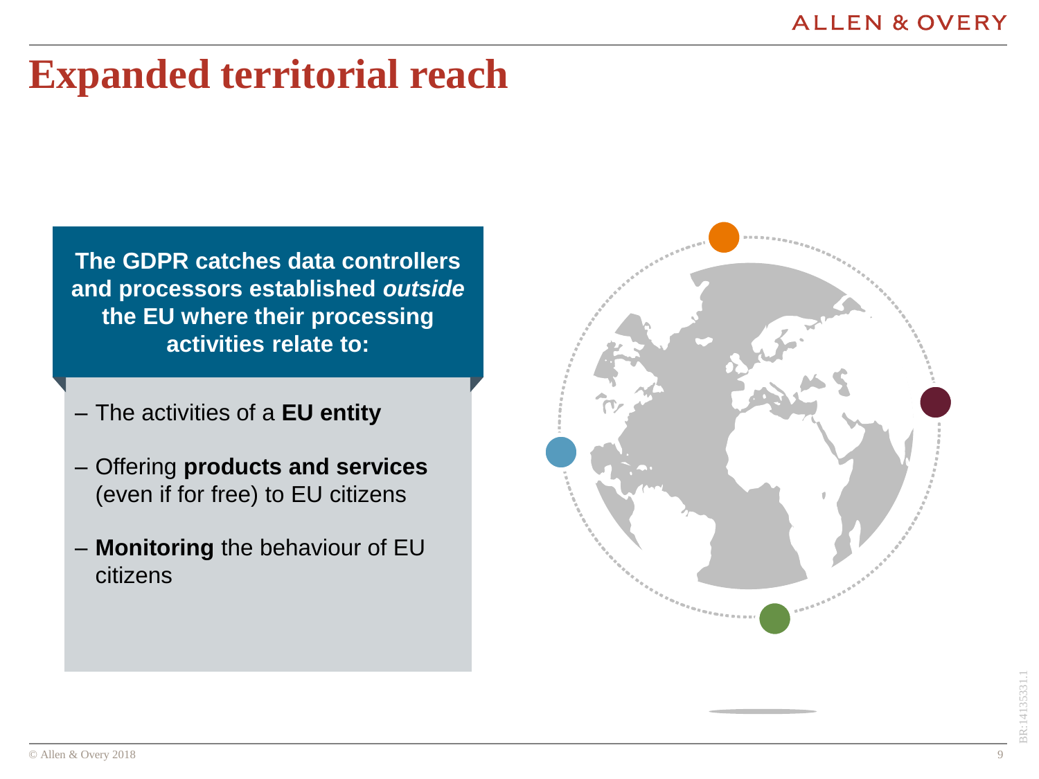# Expanded territorial reach

**The GDPR catches data controllers and processors established *outside* the EU where their processing activities relate to:**

- The activities of a **EU entity**
- Offering **products and services** (even if for free) to EU citizens
- **Monitoring** the behaviour of EU citizens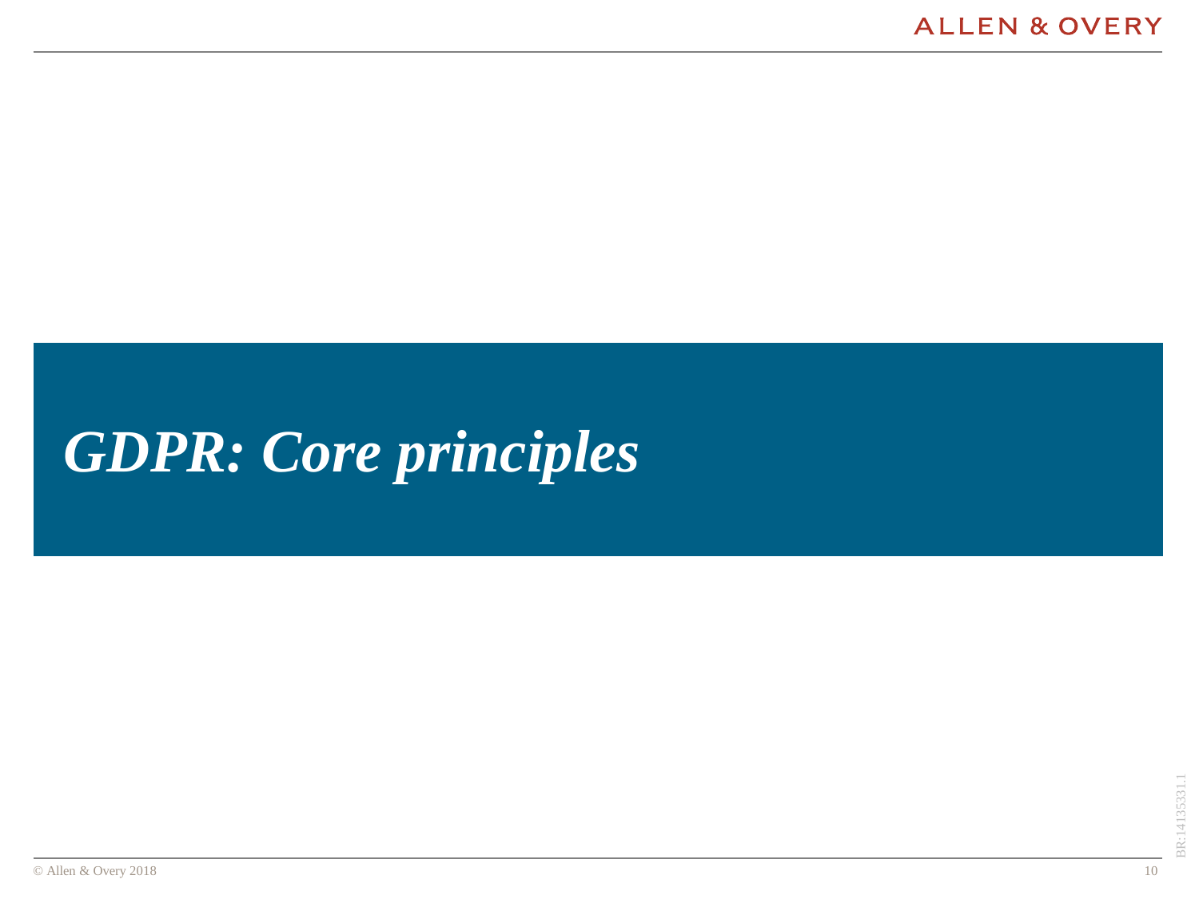# *GDPR: Core principles*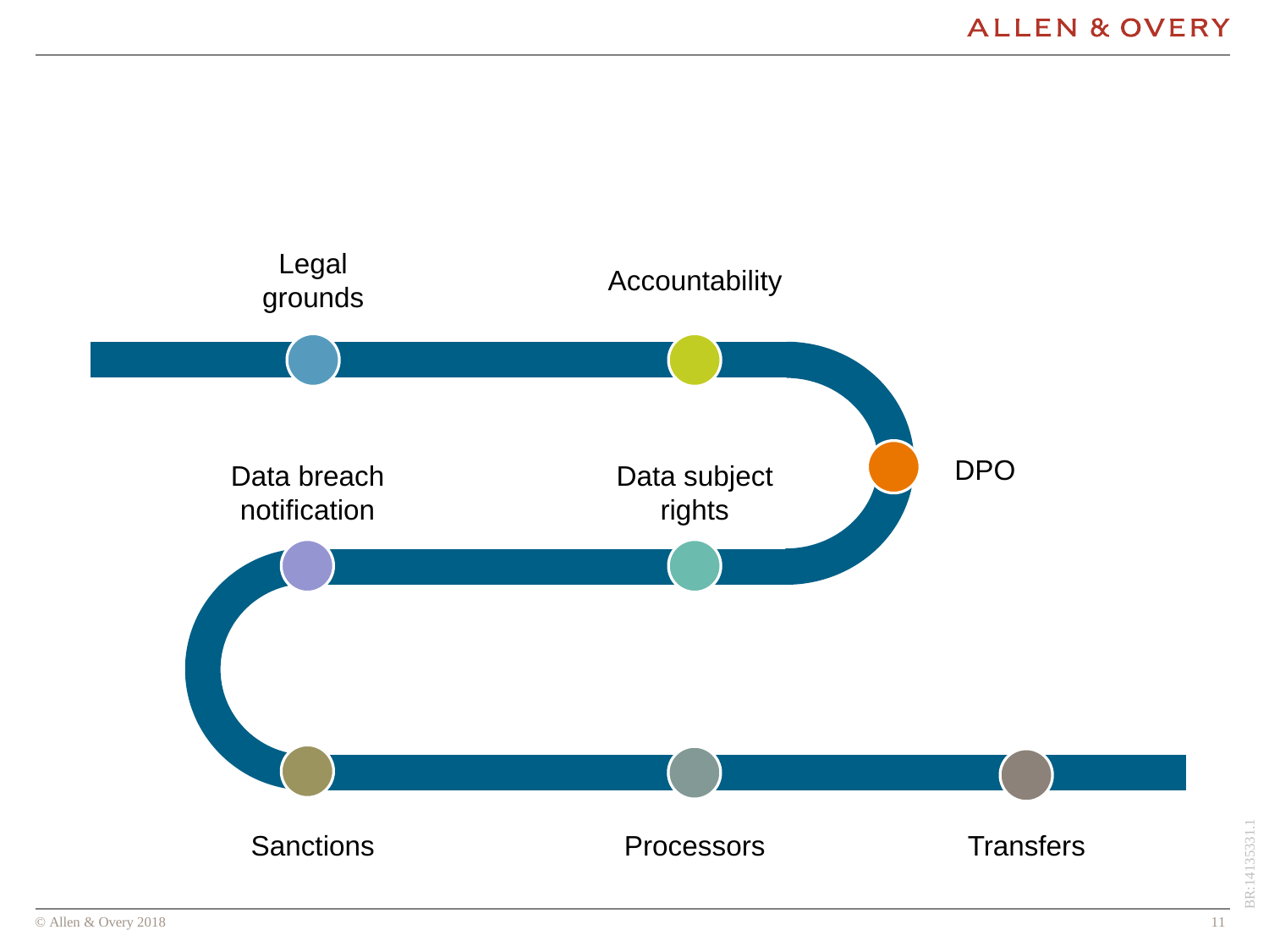Legal grounds

Accountability

DPO

Data subject rights

Data breach notification

Sanctions

Processors

Transfers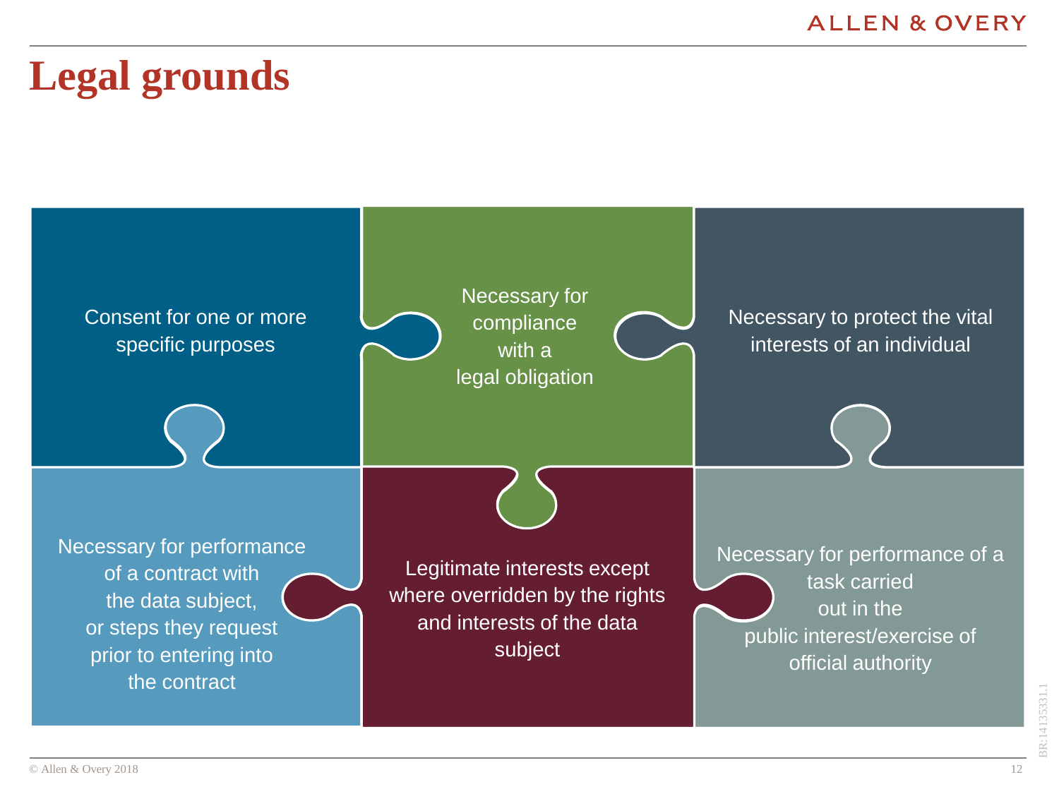# Legal grounds

- Consent for one or more specific purposes
- Necessary for compliance with a legal obligation
- Necessary to protect the vital interests of an individual
- Necessary for performance of a contract with the data subject, or steps they request prior to entering into the contract
- Legitimate interests except where overridden by the rights and interests of the data subject
- Necessary for performance of a task carried out in the public interest/exercise of official authority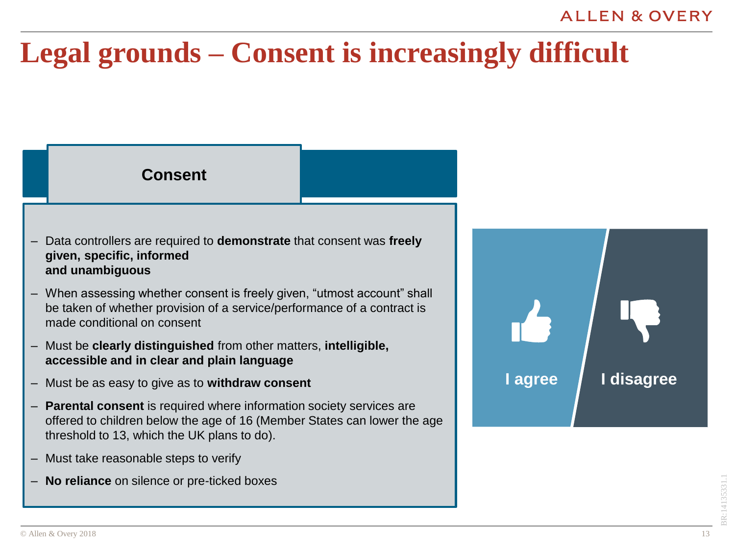# Legal grounds – Consent is increasingly difficult

## Consent

- Data controllers are required to **demonstrate** that consent was **freely given, specific, informed and unambiguous**
- When assessing whether consent is freely given, "utmost account" shall be taken of whether provision of a service/performance of a contract is made conditional on consent
- Must be **clearly distinguished** from other matters, **intelligible, accessible and in clear and plain language**
- Must be as easy to give as to **withdraw consent**
- **Parental consent** is required where information society services are offered to children below the age of 16 (Member States can lower the age threshold to 13, which the UK plans to do).
- Must take reasonable steps to verify
- **No reliance** on silence or pre-ticked boxes

I agree

I disagree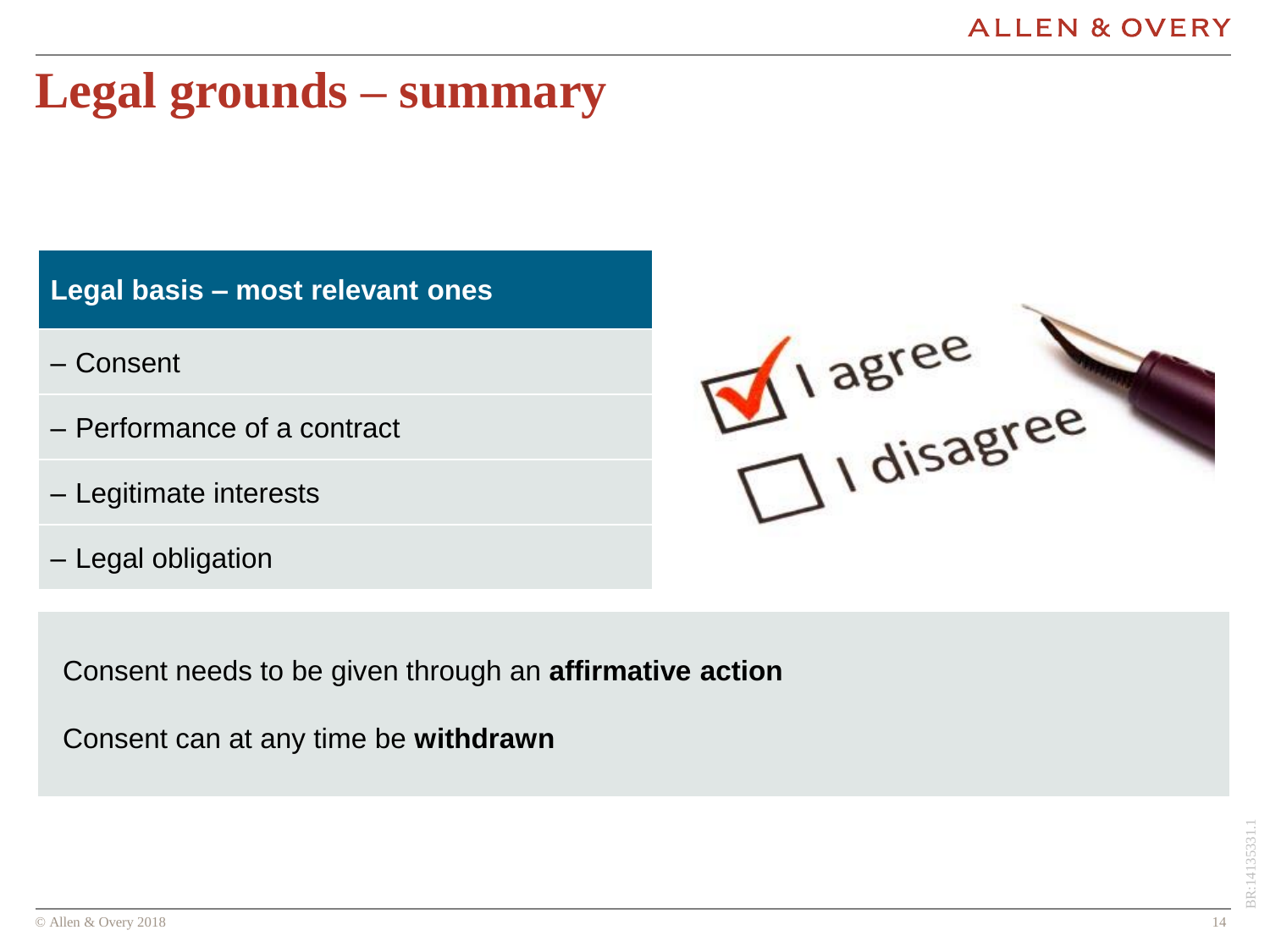# Legal grounds – summary

| Legal basis – most relevant ones |
| --- |
| – Consent |
| – Performance of a contract |
| – Legitimate interests |
| – Legal obligation |

Consent needs to be given through an **affirmative action**

Consent can at any time be **withdrawn**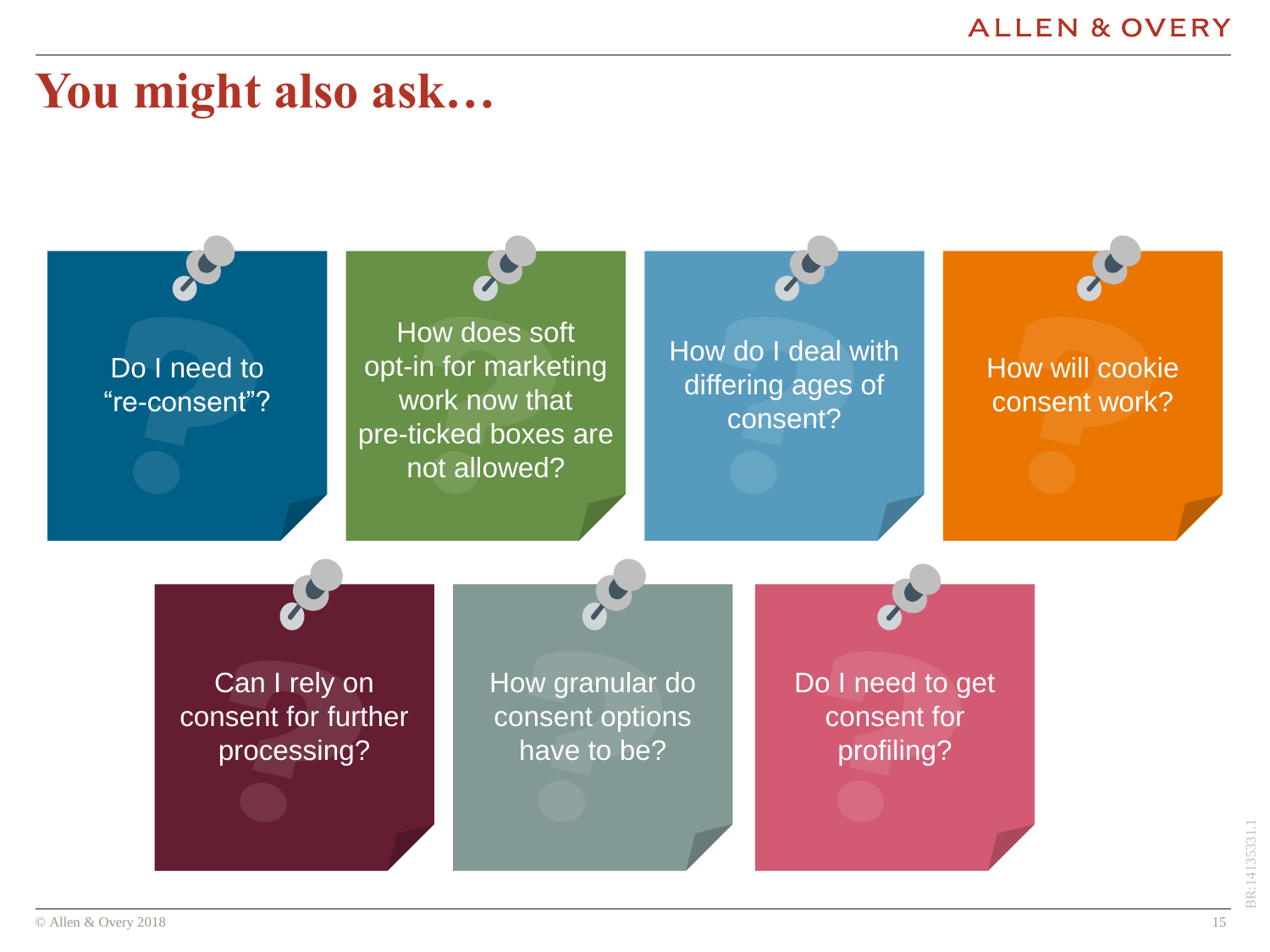# You might also ask…

- Do I need to "re-consent"?
- How does soft opt-in for marketing work now that pre-ticked boxes are not allowed?
- How do I deal with differing ages of consent?
- How will cookie consent work?
- Can I rely on consent for further processing?
- How granular do consent options have to be?
- Do I need to get consent for profiling?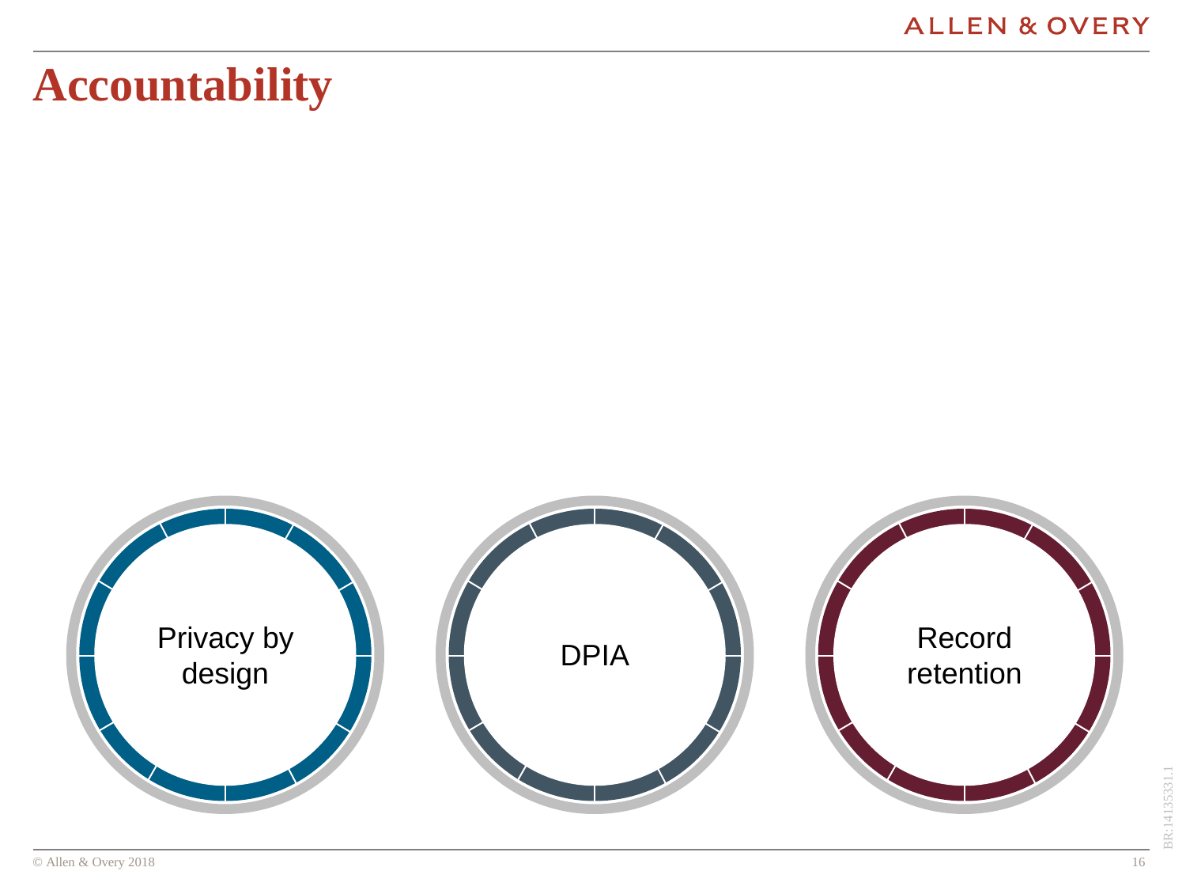# Accountability

Privacy by design

DPIA

Record retention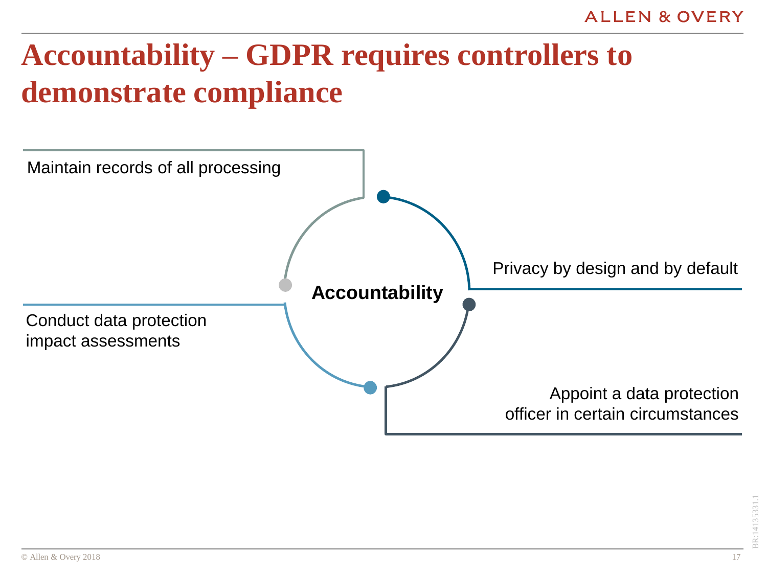# Accountability – GDPR requires controllers to demonstrate compliance

Maintain records of all processing

Privacy by design and by default

**Accountability**

Conduct data protection impact assessments

Appoint a data protection officer in certain circumstances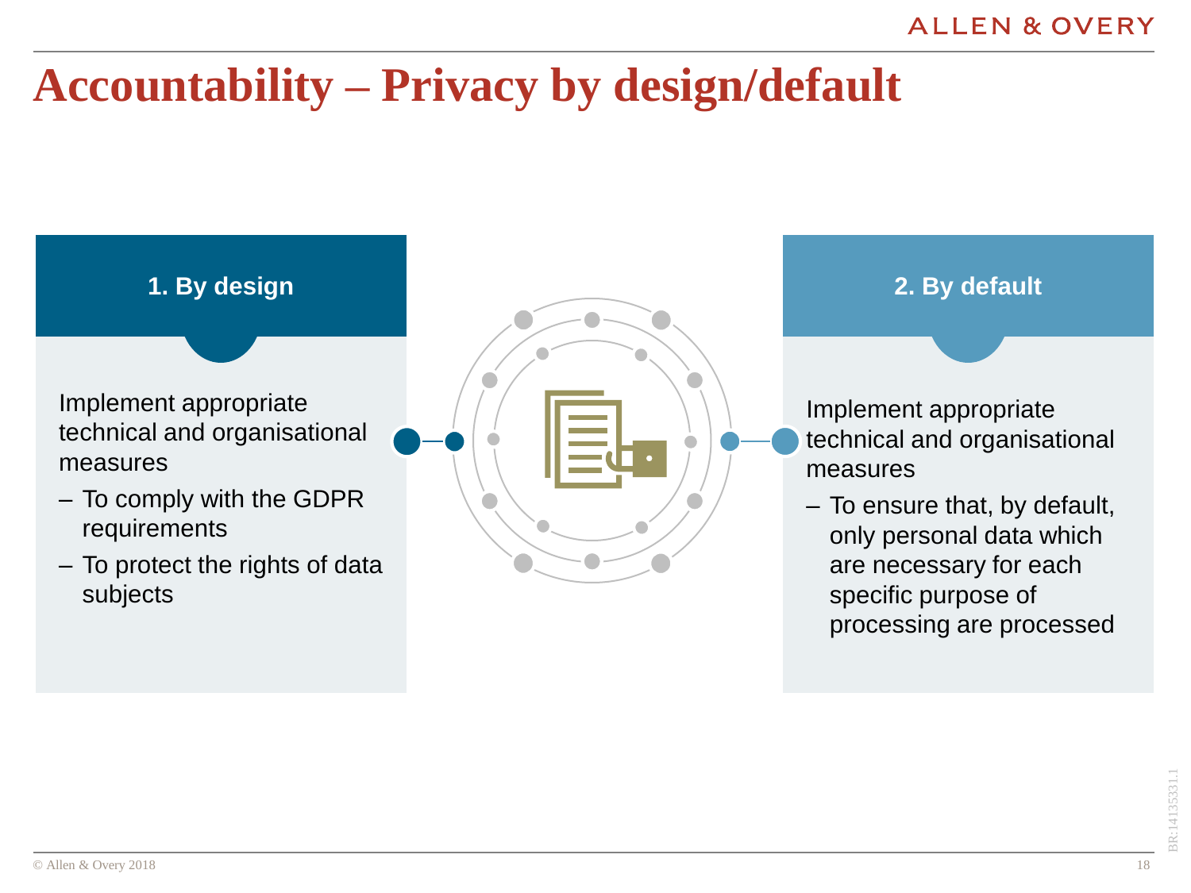# Accountability – Privacy by design/default

## 1. By design

Implement appropriate technical and organisational measures

- To comply with the GDPR requirements
- To protect the rights of data subjects

## 2. By default

Implement appropriate technical and organisational measures

- To ensure that, by default, only personal data which are necessary for each specific purpose of processing are processed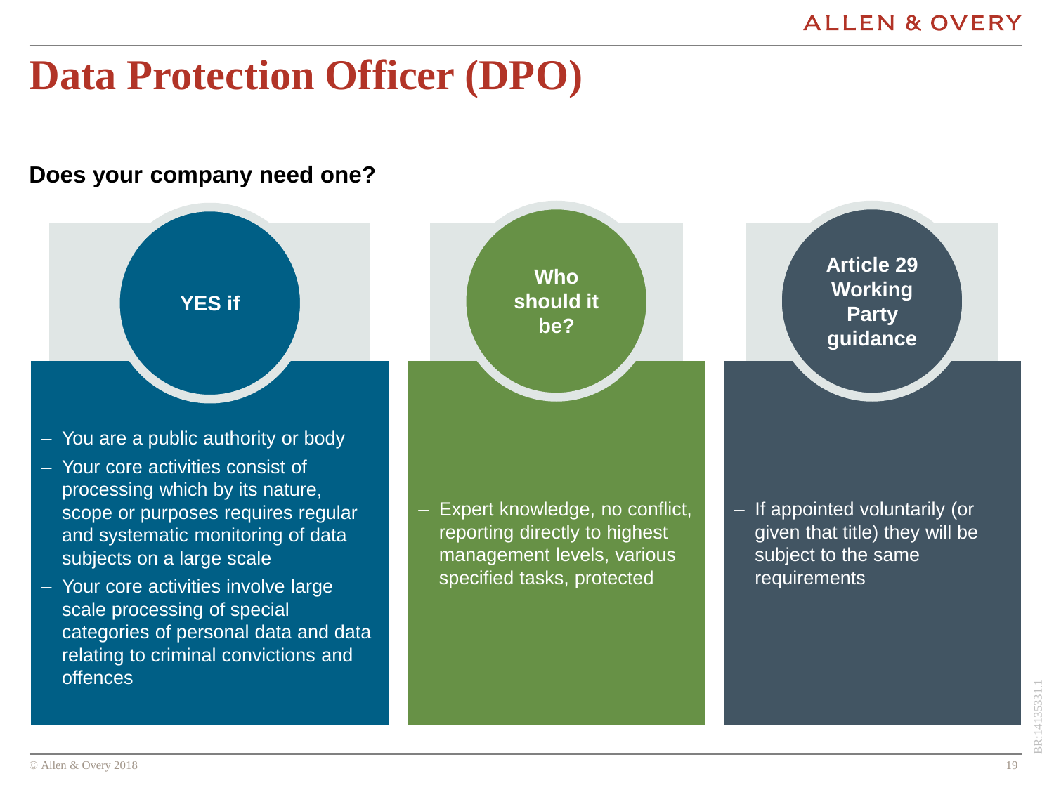# Data Protection Officer (DPO)

**Does your company need one?**

### YES if

- You are a public authority or body
- Your core activities consist of processing which by its nature, scope or purposes requires regular and systematic monitoring of data subjects on a large scale
- Your core activities involve large scale processing of special categories of personal data and data relating to criminal convictions and offences

### Who should it be?

- Expert knowledge, no conflict, reporting directly to highest management levels, various specified tasks, protected

### Article 29 Working Party guidance

- If appointed voluntarily (or given that title) they will be subject to the same requirements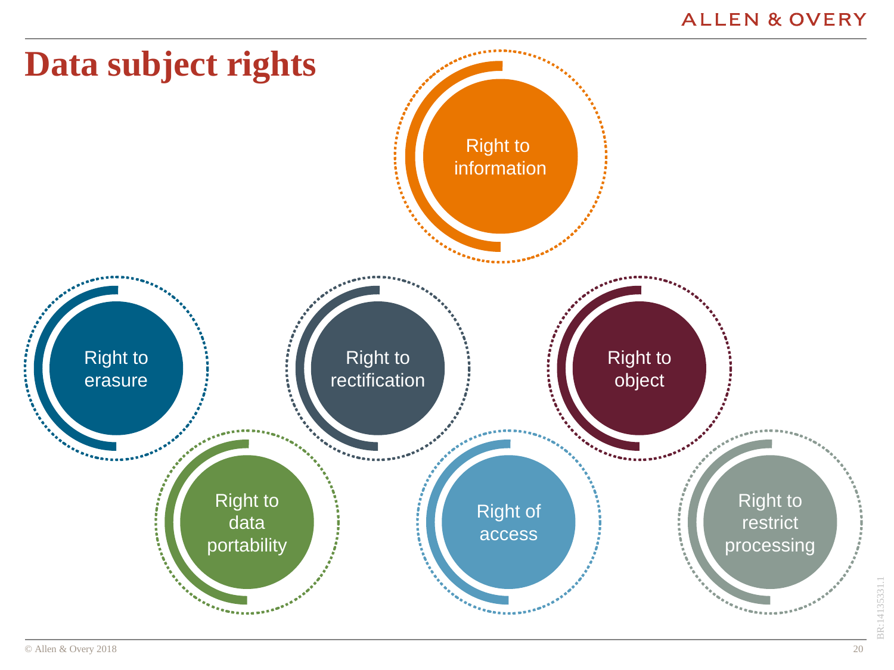# Data subject rights

Right to information

Right to erasure

Right to rectification

Right to object

Right to data portability

Right of access

Right to restrict processing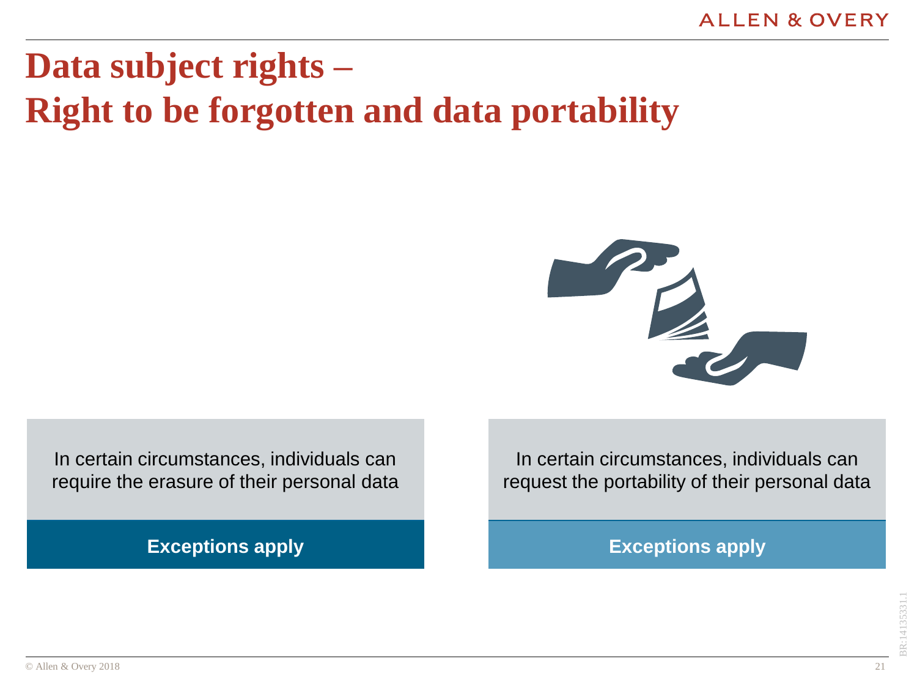# Data subject rights – Right to be forgotten and data portability

In certain circumstances, individuals can require the erasure of their personal data

**Exceptions apply**

In certain circumstances, individuals can request the portability of their personal data

**Exceptions apply**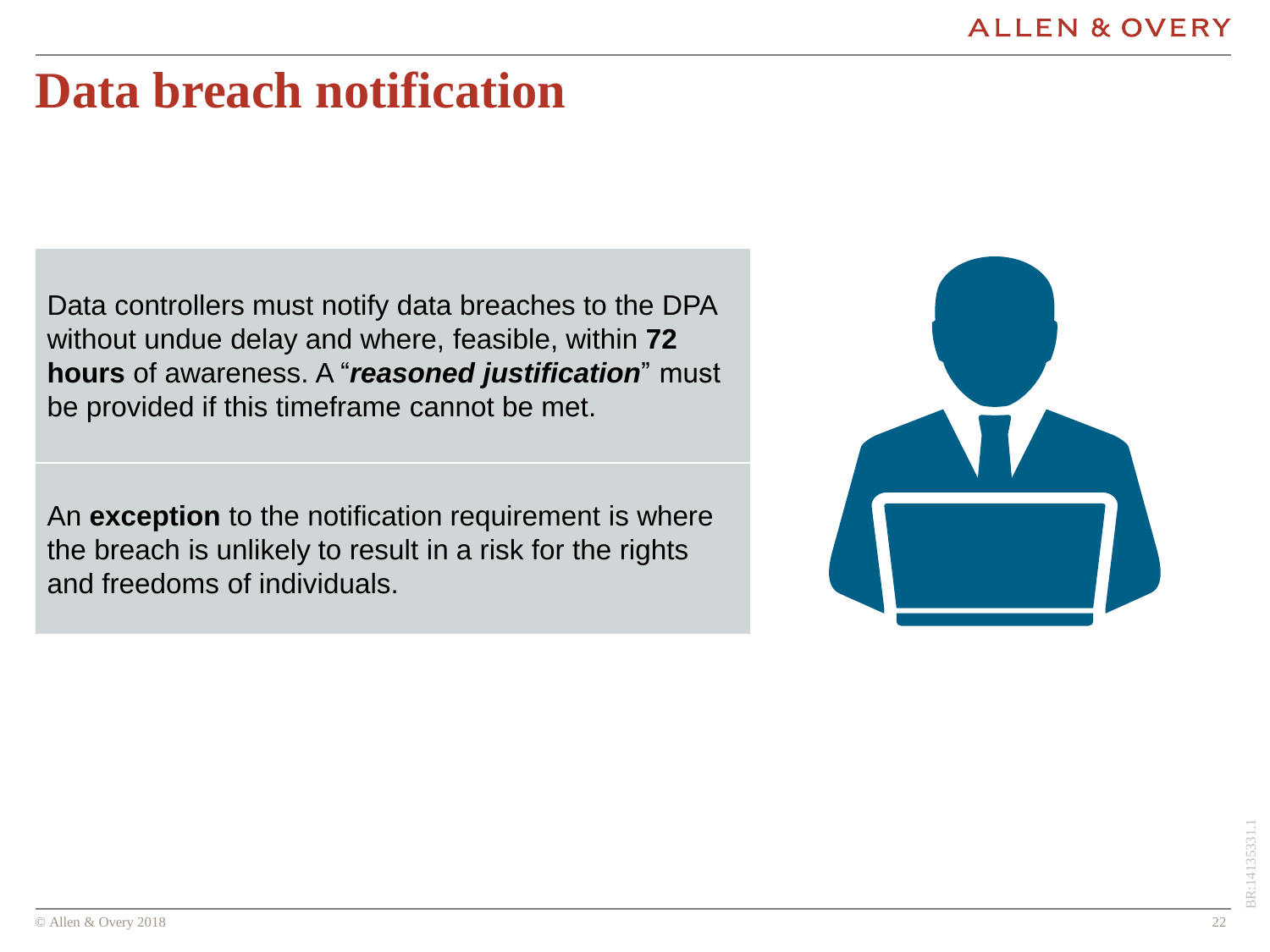# Data breach notification

Data controllers must notify data breaches to the DPA without undue delay and where, feasible, within **72 hours** of awareness. A "***reasoned justification***" must be provided if this timeframe cannot be met.

An **exception** to the notification requirement is where the breach is unlikely to result in a risk for the rights and freedoms of individuals.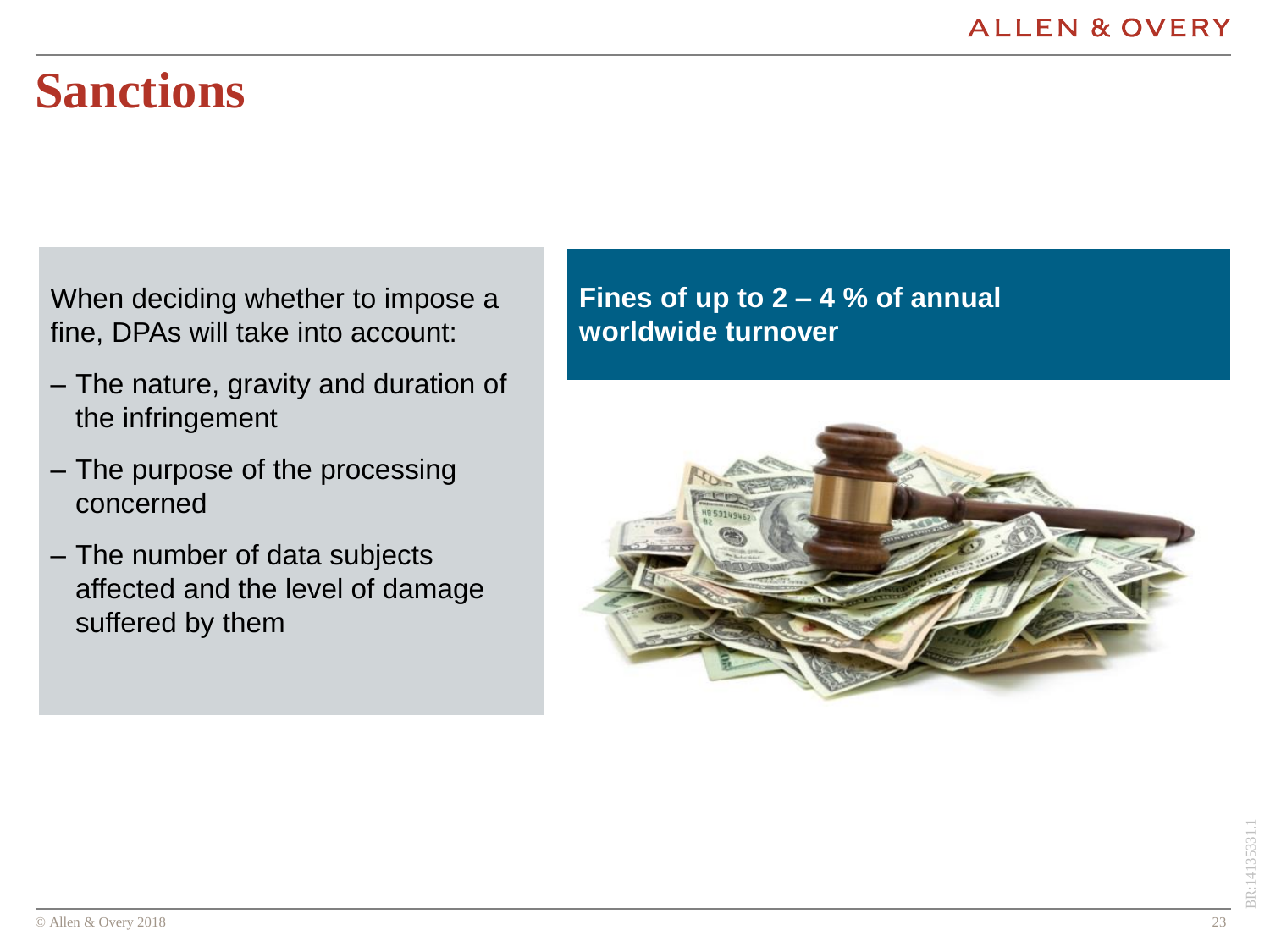# Sanctions

When deciding whether to impose a fine, DPAs will take into account:

– The nature, gravity and duration of the infringement

– The purpose of the processing concerned

– The number of data subjects affected and the level of damage suffered by them

**Fines of up to 2 – 4 % of annual worldwide turnover**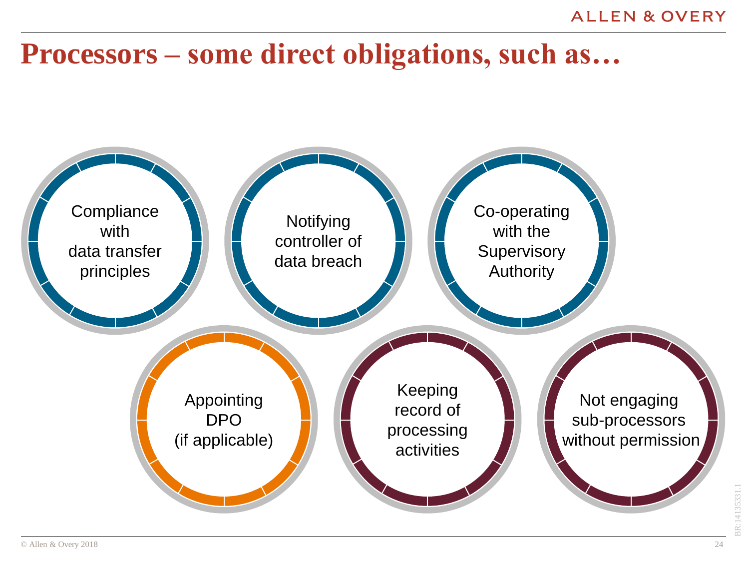# Processors – some direct obligations, such as…

- Compliance with data transfer principles
- Notifying controller of data breach
- Co-operating with the Supervisory Authority
- Appointing DPO (if applicable)
- Keeping record of processing activities
- Not engaging sub-processors without permission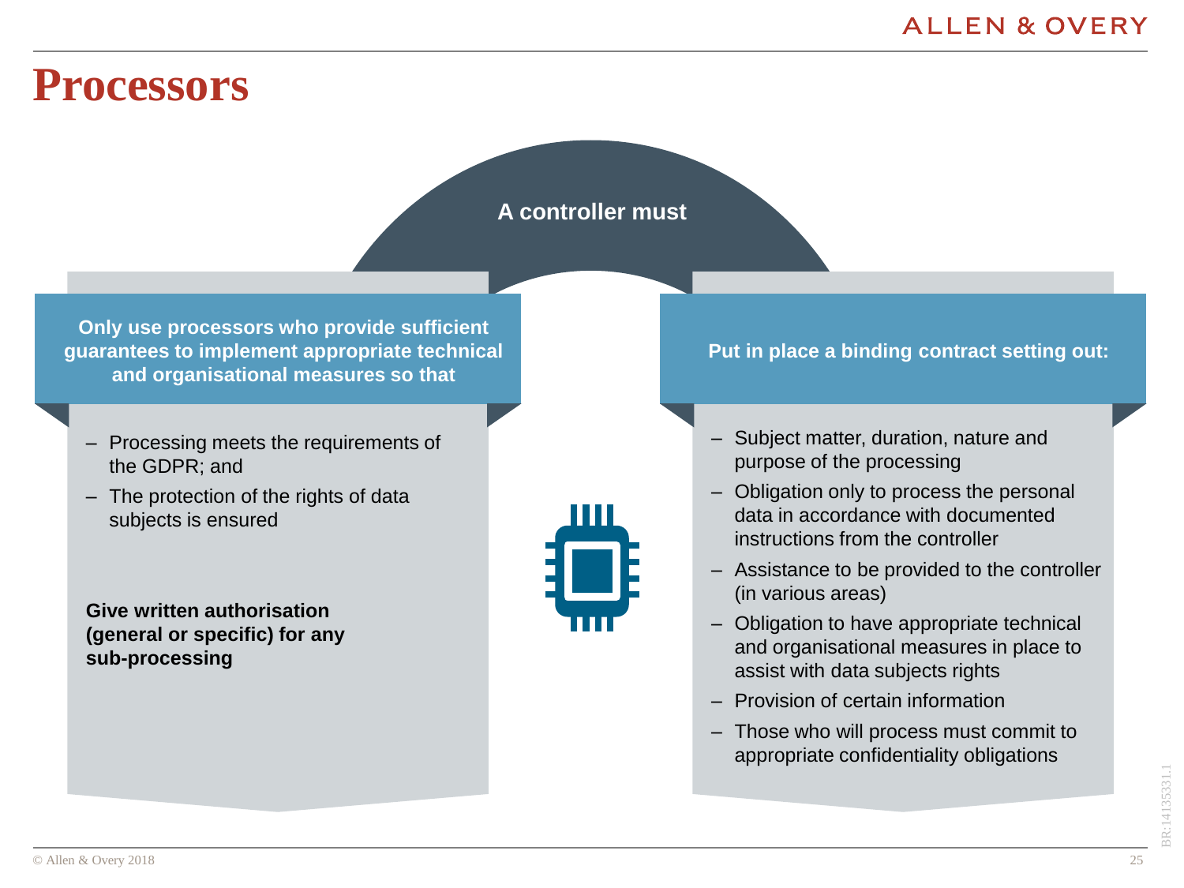# Processors

**A controller must**

**Only use processors who provide sufficient guarantees to implement appropriate technical and organisational measures so that**

- Processing meets the requirements of the GDPR; and
- The protection of the rights of data subjects is ensured

**Give written authorisation (general or specific) for any sub-processing**

**Put in place a binding contract setting out:**

- Subject matter, duration, nature and purpose of the processing
- Obligation only to process the personal data in accordance with documented instructions from the controller
- Assistance to be provided to the controller (in various areas)
- Obligation to have appropriate technical and organisational measures in place to assist with data subjects rights
- Provision of certain information
- Those who will process must commit to appropriate confidentiality obligations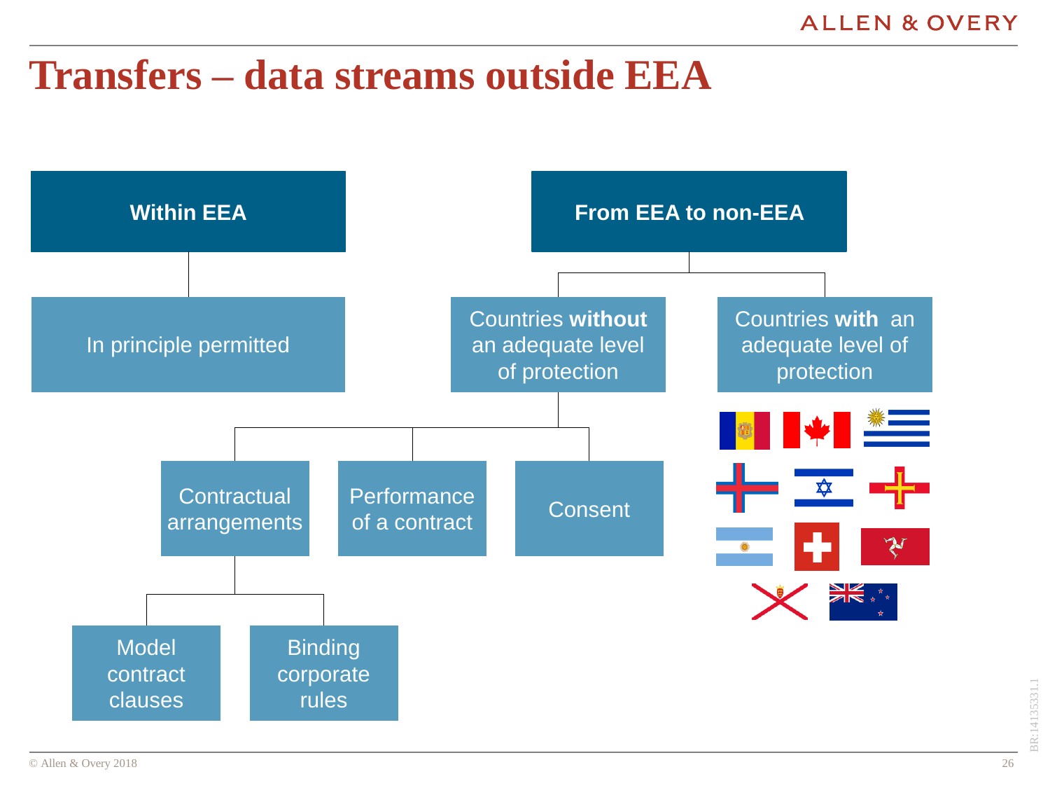# Transfers – data streams outside EEA

**Within EEA**

- In principle permitted

**From EEA to non-EEA**

- Countries **without** an adequate level of protection
  - Contractual arrangements
    - Model contract clauses
    - Binding corporate rules
  - Performance of a contract
  - Consent
- Countries **with** an adequate level of protection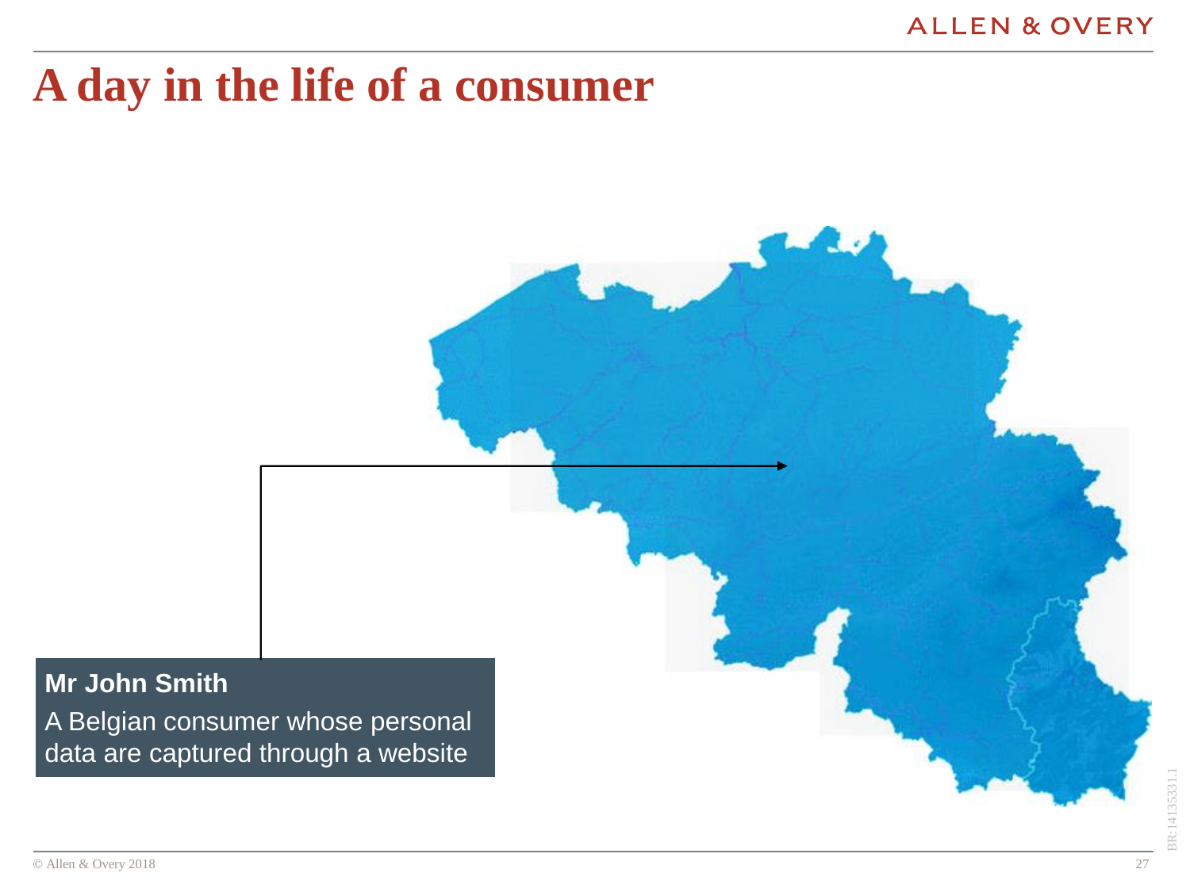# A day in the life of a consumer

**Mr John Smith**

A Belgian consumer whose personal data are captured through a website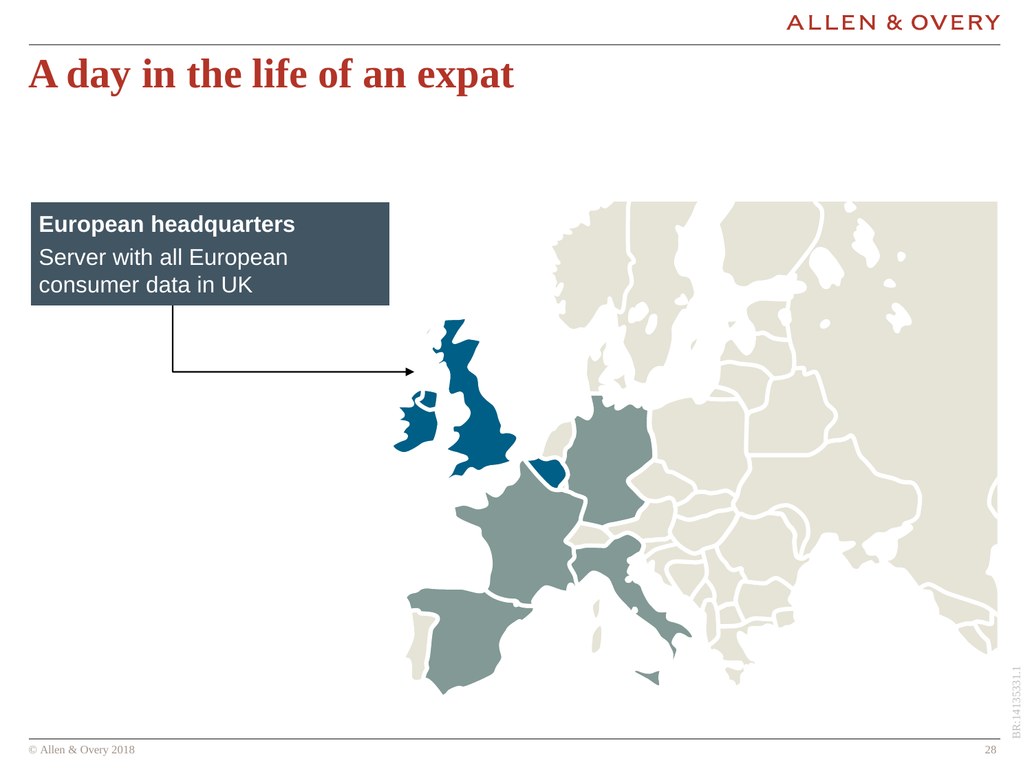# A day in the life of an expat

**European headquarters**
Server with all European consumer data in UK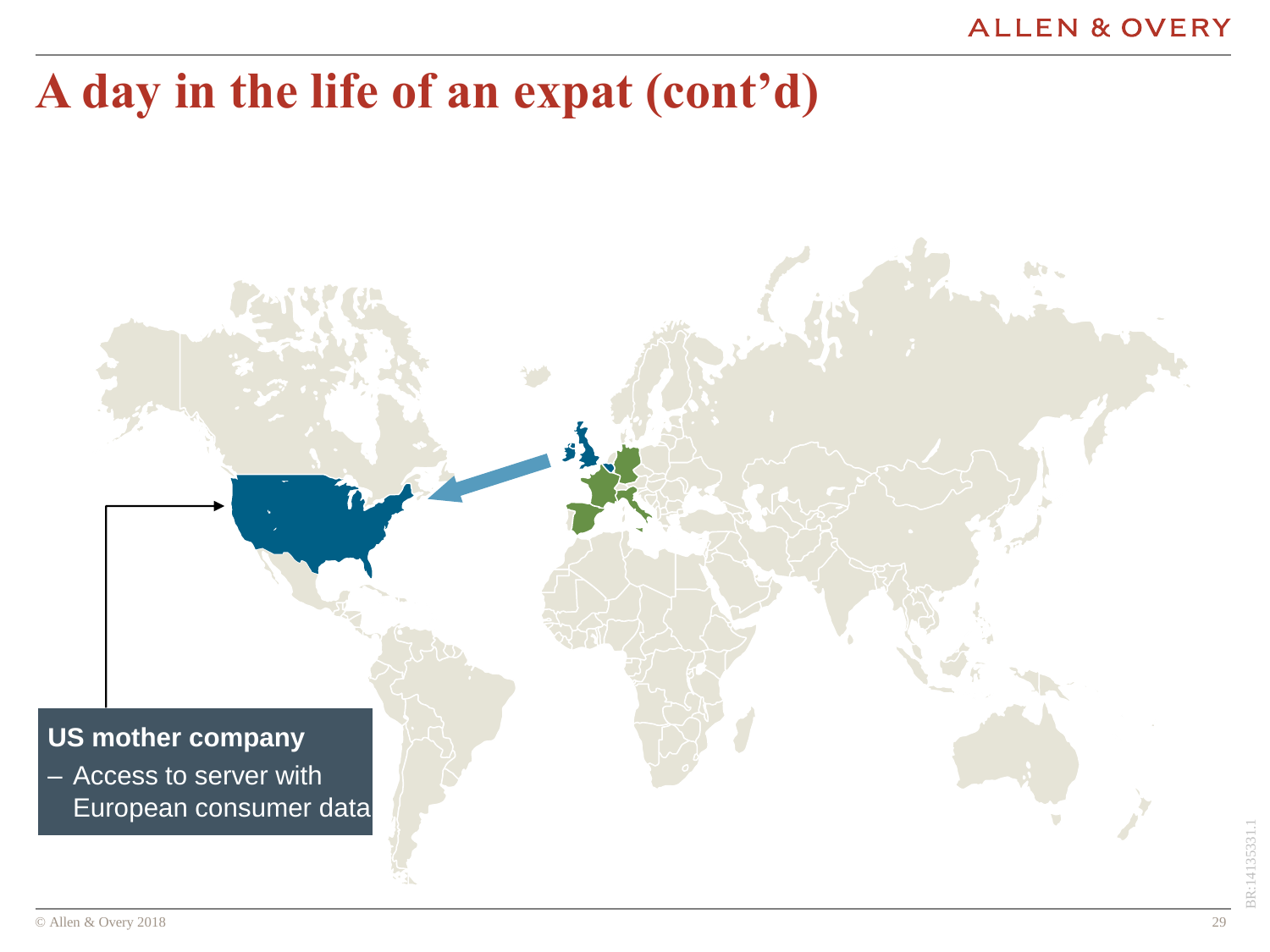# A day in the life of an expat (cont'd)

**US mother company**

– Access to server with European consumer data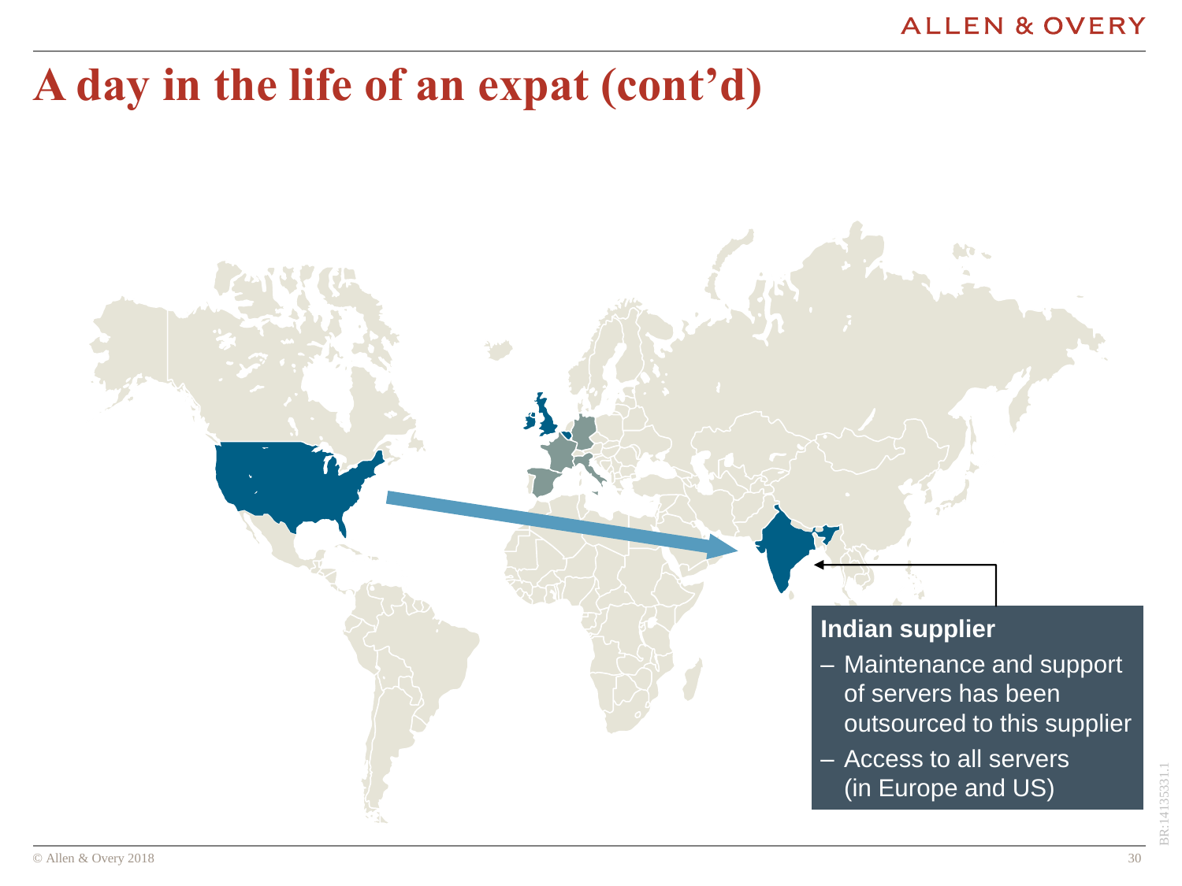# A day in the life of an expat (cont'd)

**Indian supplier**

- Maintenance and support of servers has been outsourced to this supplier
- Access to all servers (in Europe and US)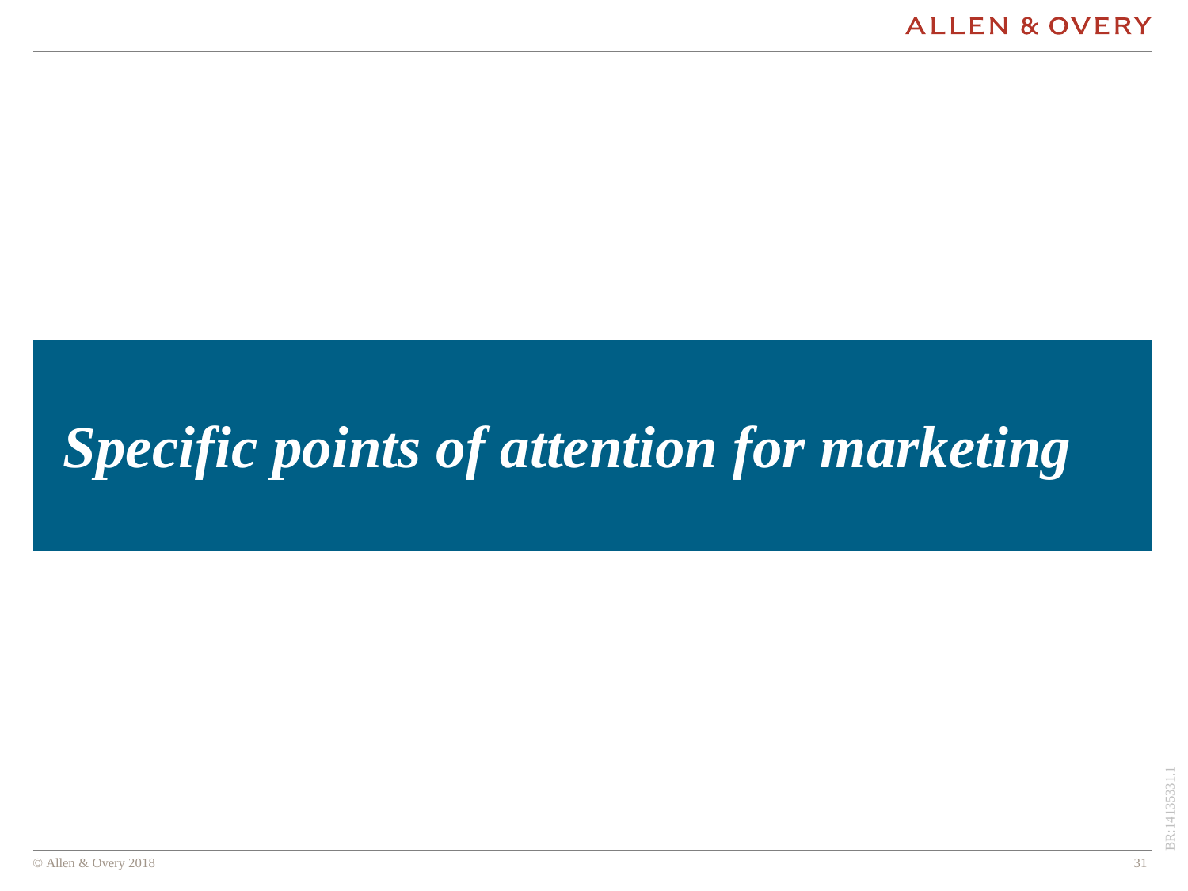# *Specific points of attention for marketing*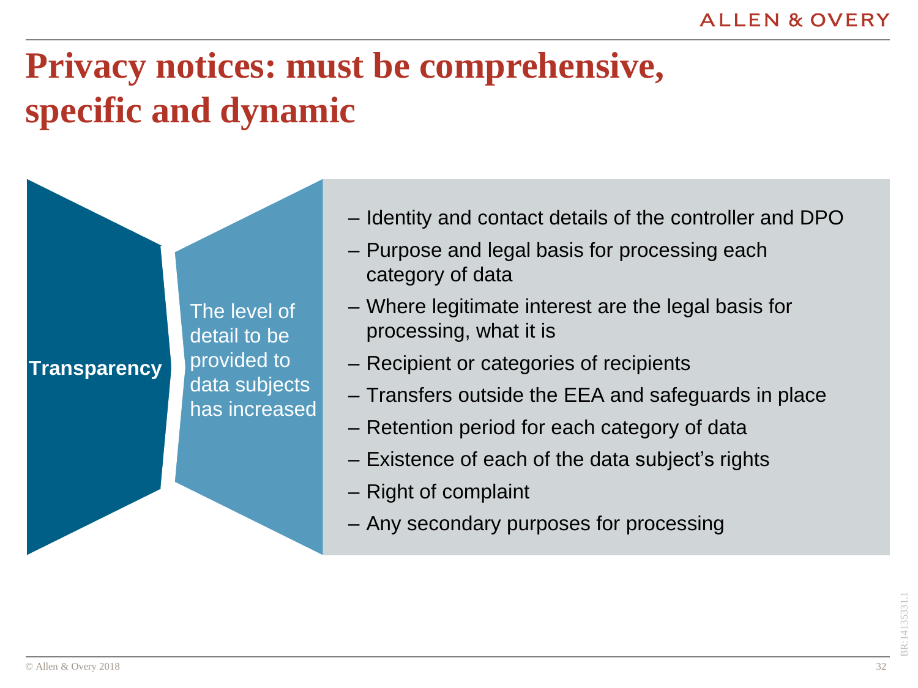# Privacy notices: must be comprehensive, specific and dynamic

**Transparency**

The level of detail to be provided to data subjects has increased

- Identity and contact details of the controller and DPO
- Purpose and legal basis for processing each category of data
- Where legitimate interest are the legal basis for processing, what it is
- Recipient or categories of recipients
- Transfers outside the EEA and safeguards in place
- Retention period for each category of data
- Existence of each of the data subject's rights
- Right of complaint
- Any secondary purposes for processing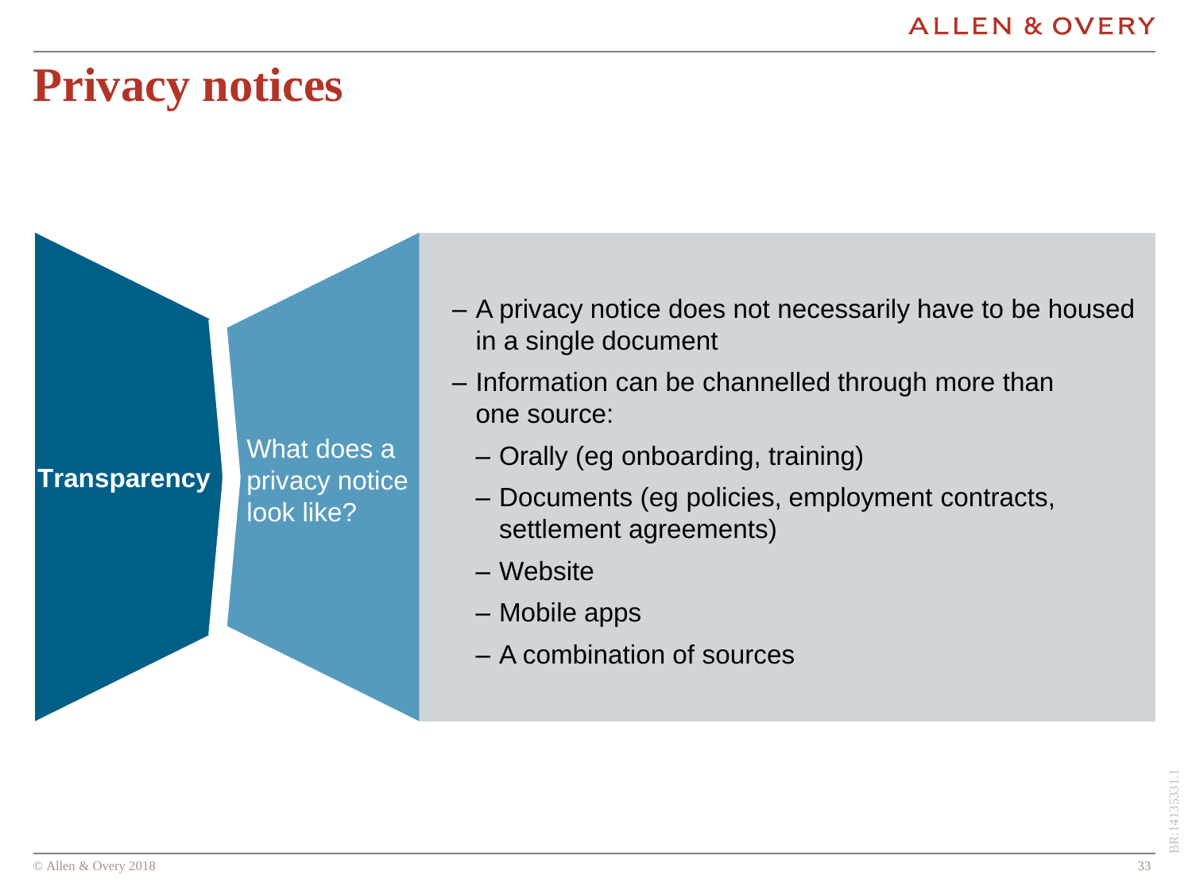# Privacy notices

**Transparency**

What does a privacy notice look like?

- A privacy notice does not necessarily have to be housed in a single document
- Information can be channelled through more than one source:
  - Orally (eg onboarding, training)
  - Documents (eg policies, employment contracts, settlement agreements)
  - Website
  - Mobile apps
  - A combination of sources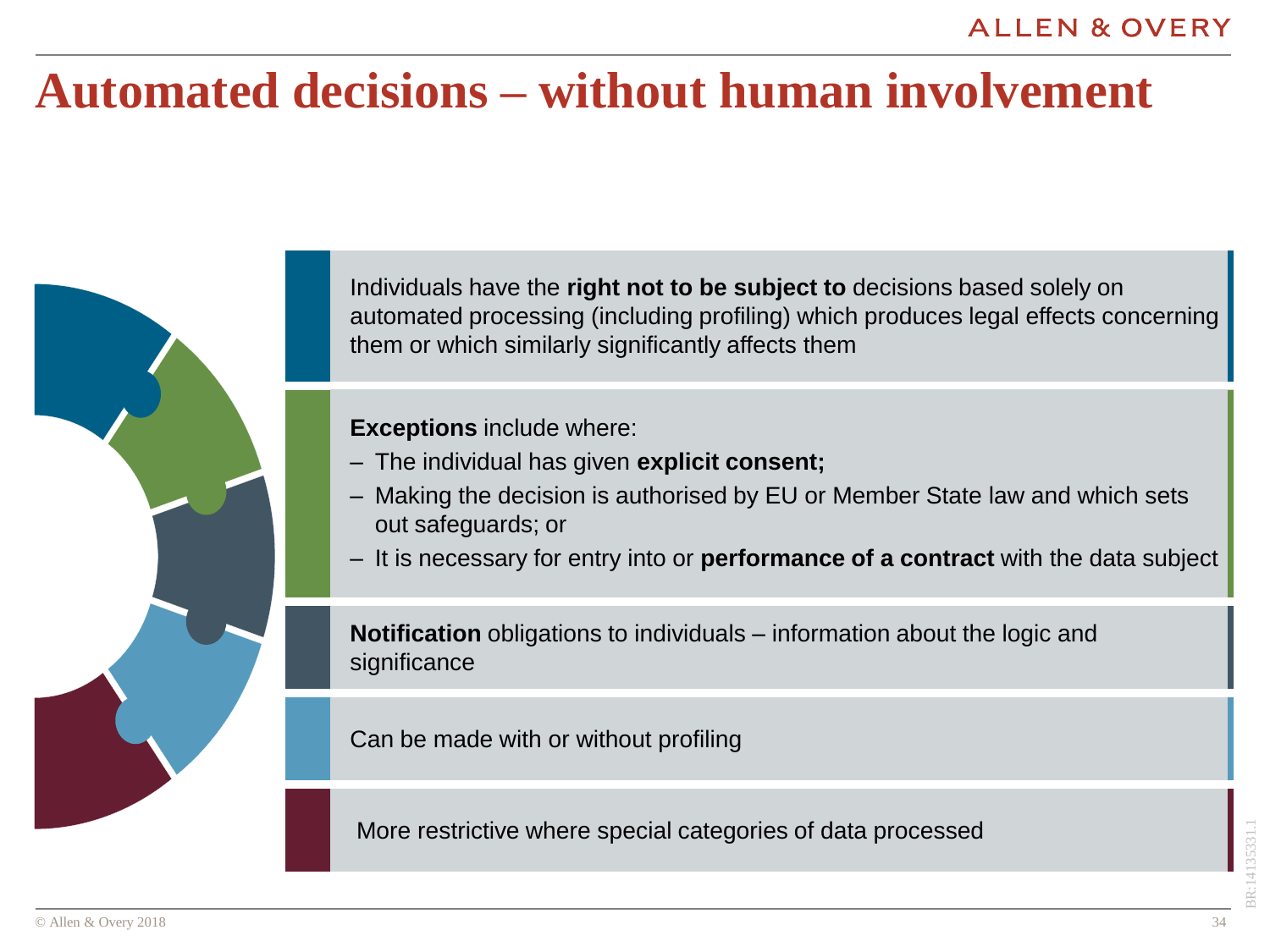# Automated decisions – without human involvement

Individuals have the **right not to be subject to** decisions based solely on automated processing (including profiling) which produces legal effects concerning them or which similarly significantly affects them

**Exceptions** include where:

- The individual has given **explicit consent;**
- Making the decision is authorised by EU or Member State law and which sets out safeguards; or
- It is necessary for entry into or **performance of a contract** with the data subject

**Notification** obligations to individuals – information about the logic and significance

Can be made with or without profiling

More restrictive where special categories of data processed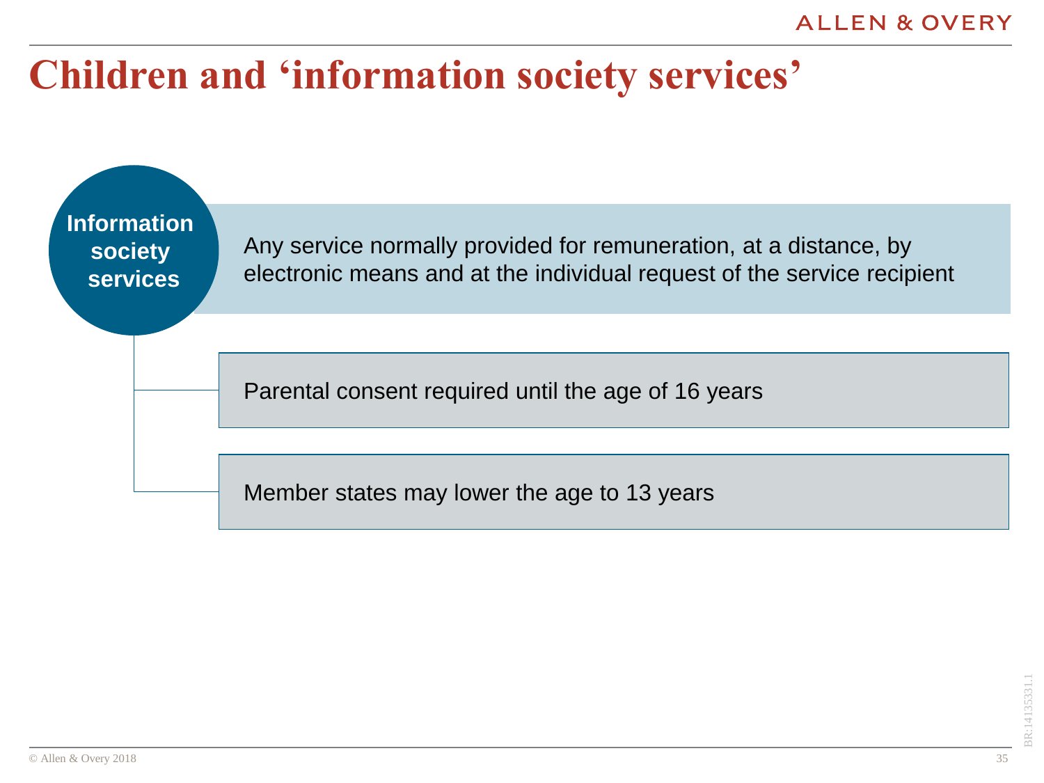# Children and 'information society services'

**Information society services**

Any service normally provided for remuneration, at a distance, by electronic means and at the individual request of the service recipient

- Parental consent required until the age of 16 years
- Member states may lower the age to 13 years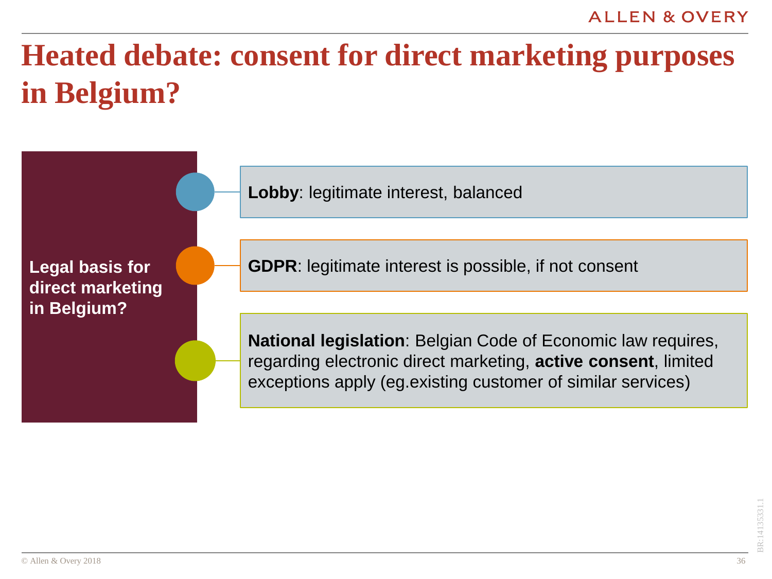# Heated debate: consent for direct marketing purposes in Belgium?

**Legal basis for direct marketing in Belgium?**

**Lobby**: legitimate interest, balanced

**GDPR**: legitimate interest is possible, if not consent

**National legislation**: Belgian Code of Economic law requires, regarding electronic direct marketing, **active consent**, limited exceptions apply (eg.existing customer of similar services)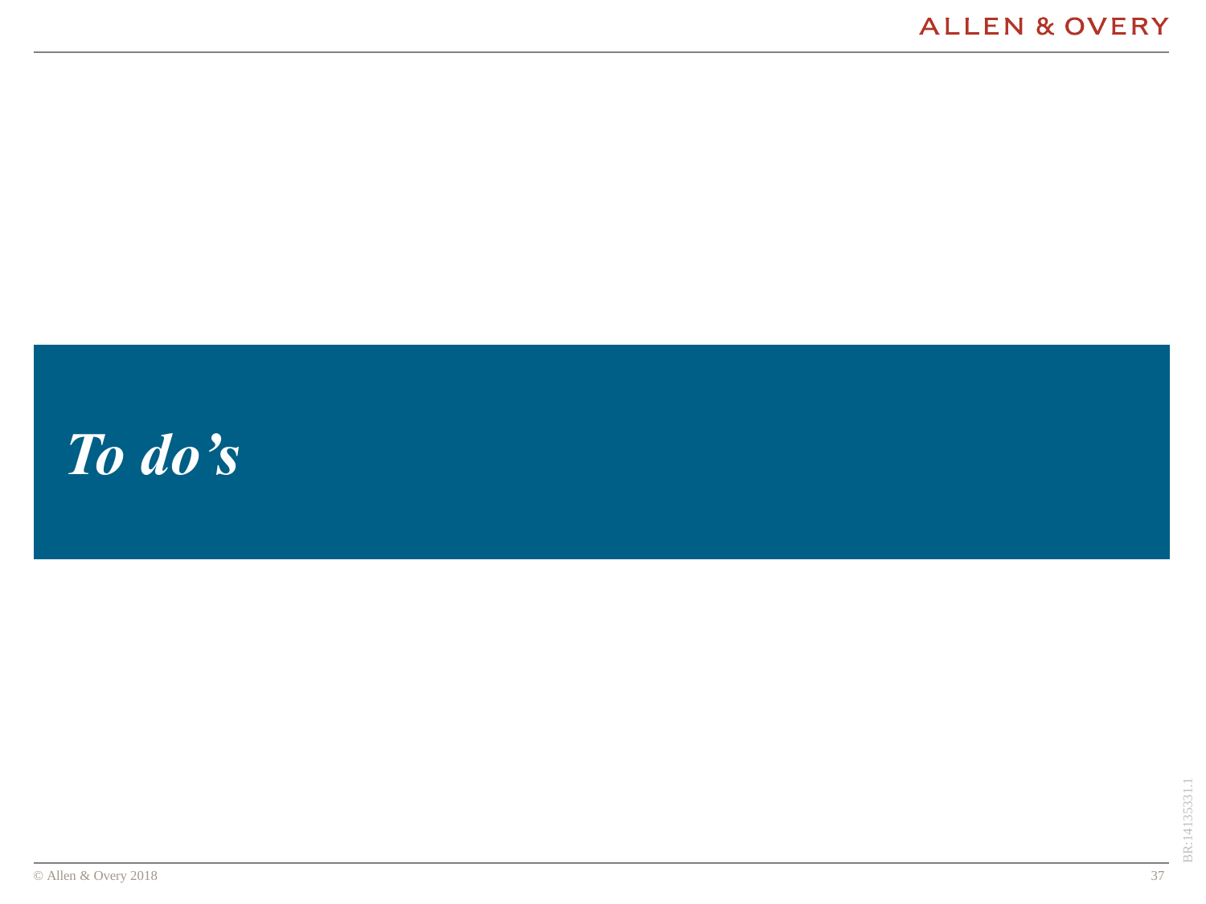# *To do's*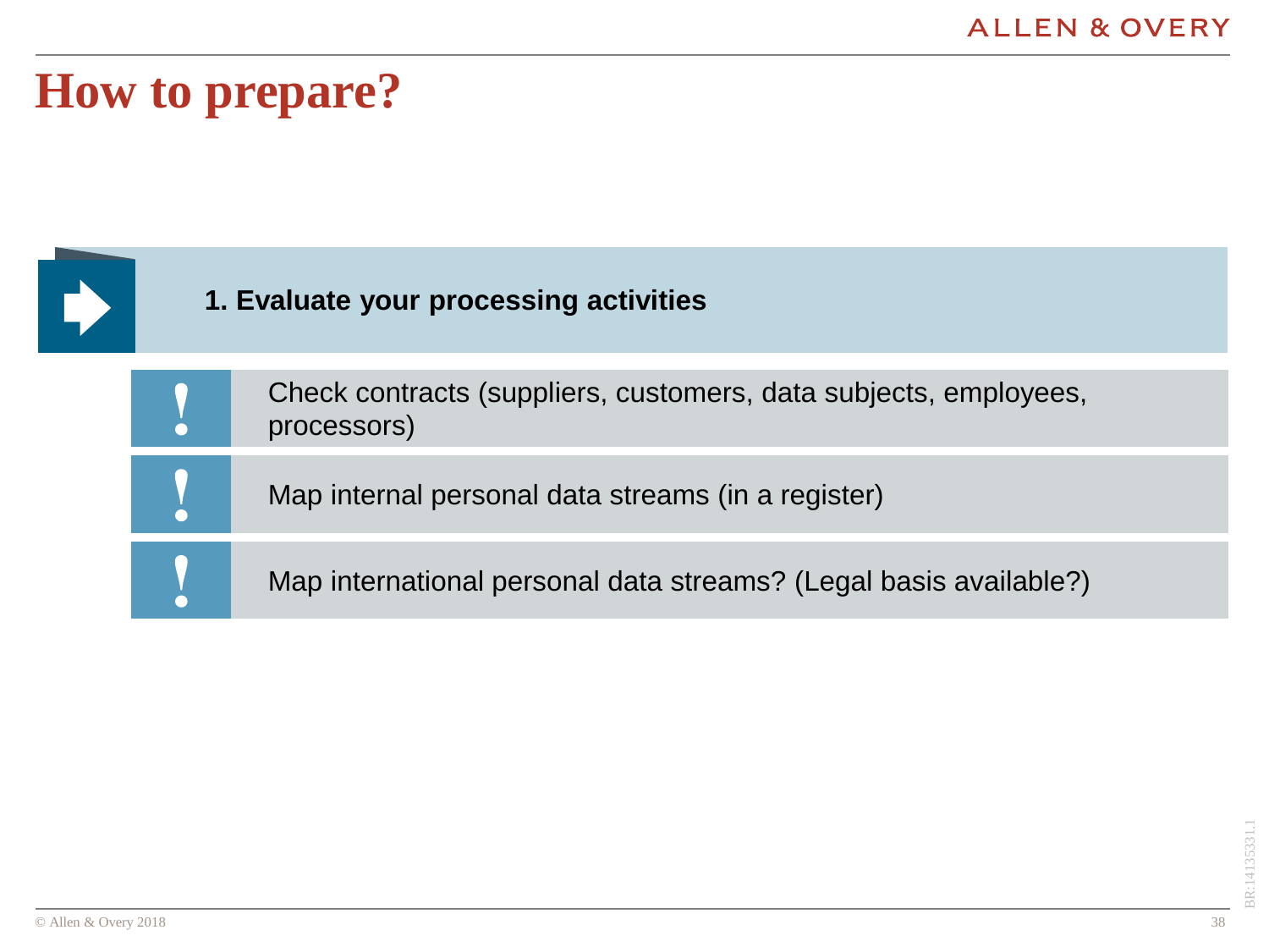# How to prepare?

### 1. Evaluate your processing activities

- Check contracts (suppliers, customers, data subjects, employees, processors)
- Map internal personal data streams (in a register)
- Map international personal data streams? (Legal basis available?)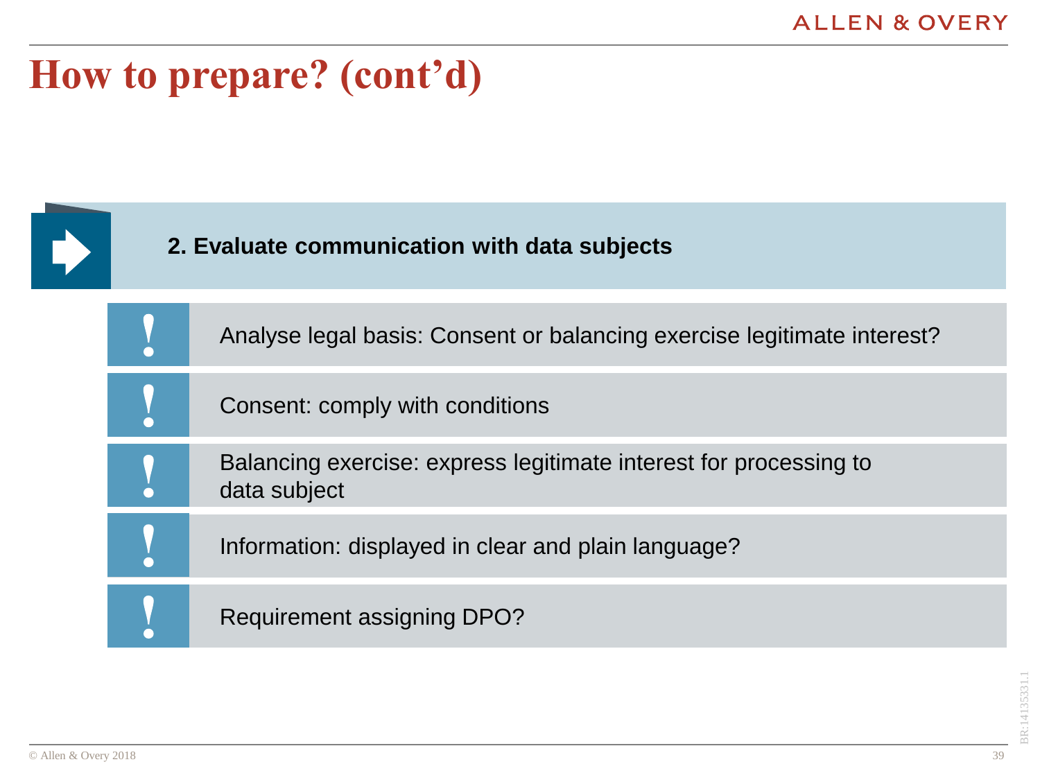# How to prepare? (cont'd)

**2. Evaluate communication with data subjects**

- Analyse legal basis: Consent or balancing exercise legitimate interest?
- Consent: comply with conditions
- Balancing exercise: express legitimate interest for processing to data subject
- Information: displayed in clear and plain language?
- Requirement assigning DPO?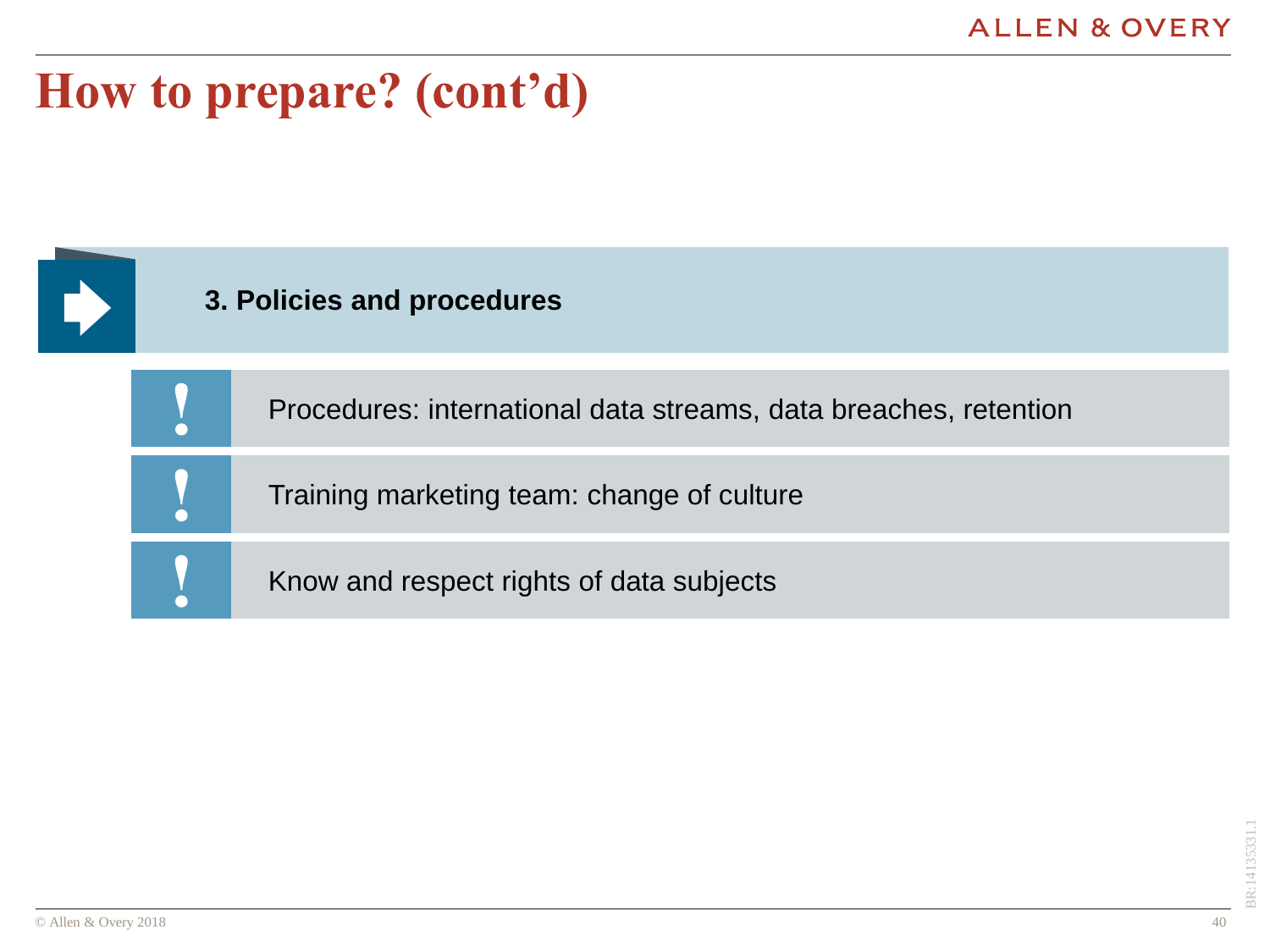# How to prepare? (cont'd)

## 3. Policies and procedures

- Procedures: international data streams, data breaches, retention
- Training marketing team: change of culture
- Know and respect rights of data subjects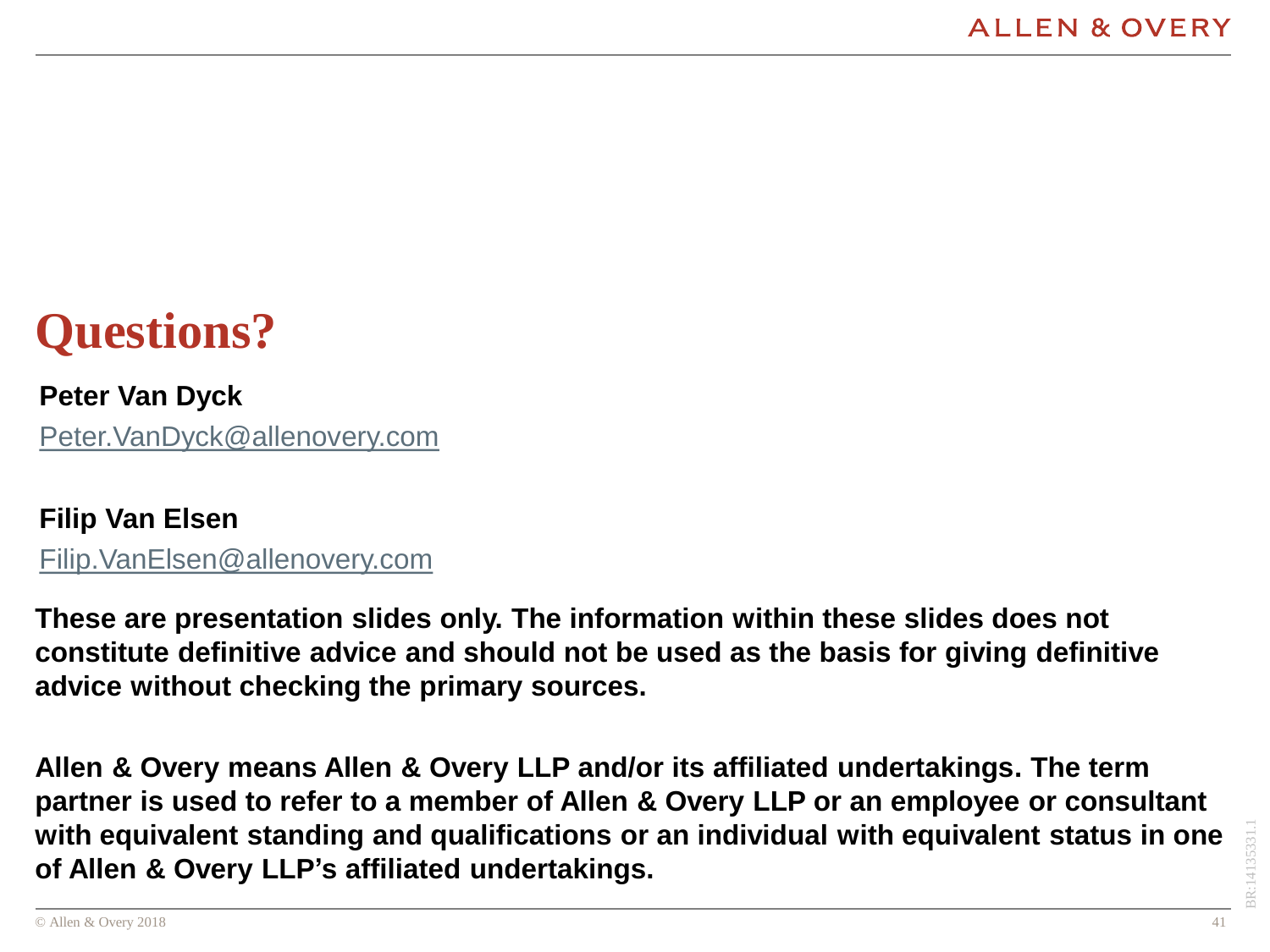# Questions?

**Peter Van Dyck**

Peter.VanDyck@allenovery.com

**Filip Van Elsen**

Filip.VanElsen@allenovery.com

**These are presentation slides only. The information within these slides does not constitute definitive advice and should not be used as the basis for giving definitive advice without checking the primary sources.**

**Allen & Overy means Allen & Overy LLP and/or its affiliated undertakings. The term partner is used to refer to a member of Allen & Overy LLP or an employee or consultant with equivalent standing and qualifications or an individual with equivalent status in one of Allen & Overy LLP's affiliated undertakings.**